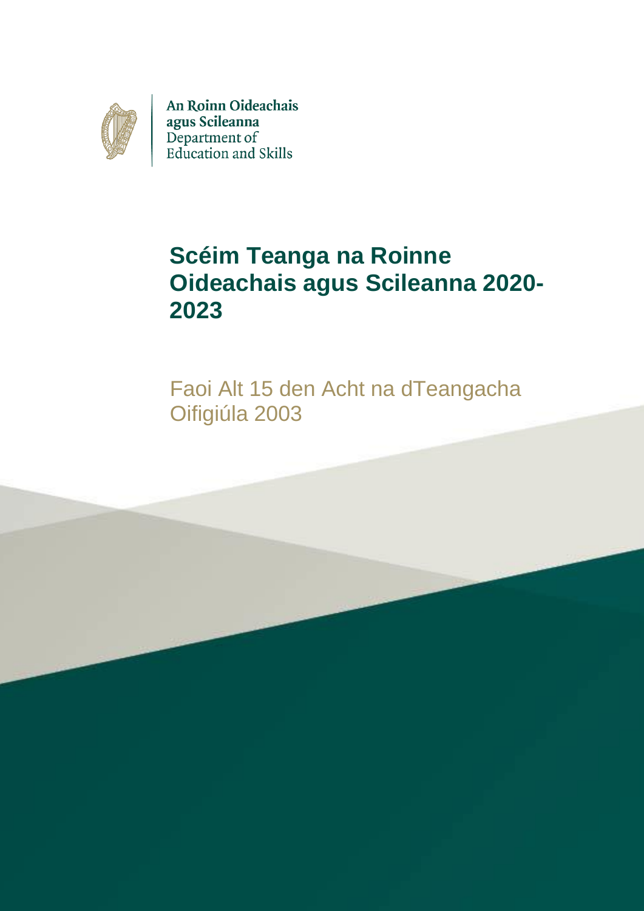An Roinn Oideachais agus Scileanna
Department of Education and Skills

# Scéim Teanga na Roinne Oideachais agus Scileanna 2020-2023

Faoi Alt 15 den Acht na dTeangacha Oifigiúla 2003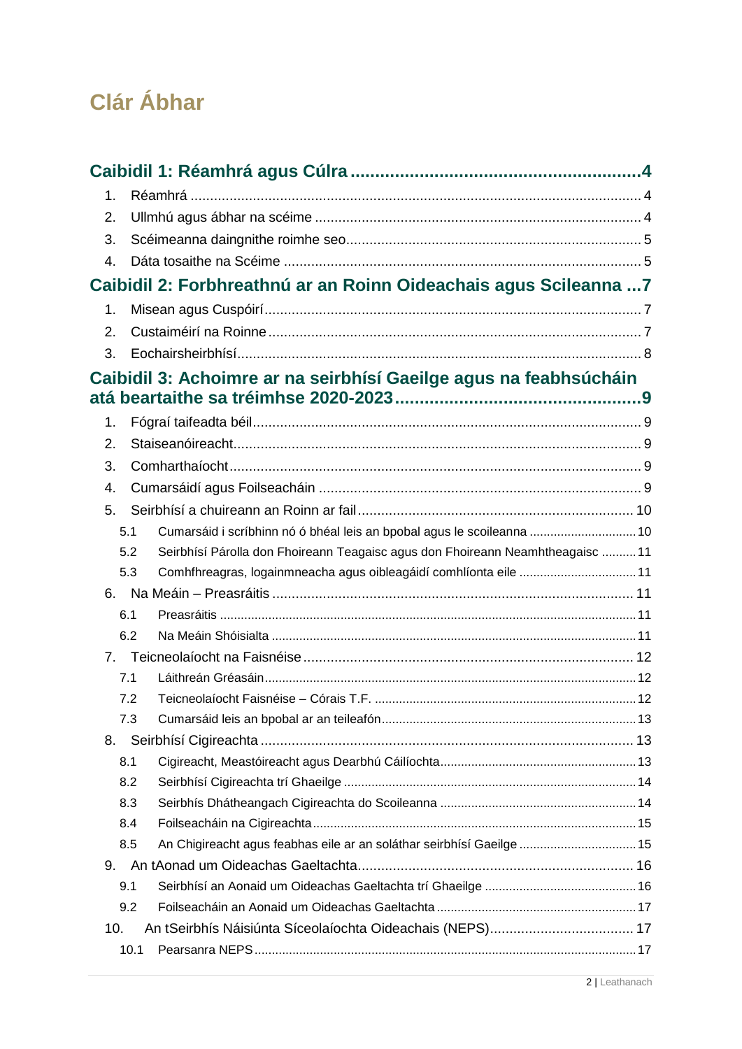# Clár Ábhar

**Caibidil 1: Réamhrá agus Cúlra ......................................................... 4**

1. Réamhrá ................................................................................................. 4
2. Ullmhú agus ábhar na scéime ............................................................... 4
3. Scéimeanna daingnithe roimhe seo....................................................... 5
4. Dáta tosaithe na Scéime ........................................................................ 5

**Caibidil 2: Forbhreathnú ar an Roinn Oideachais agus Scileanna ...7**

1. Misean agus Cuspóirí ............................................................................. 7
2. Custaiméirí na Roinne ............................................................................ 7
3. Eochairsheirbhísí .................................................................................... 8

**Caibidil 3: Achoimre ar na seirbhísí Gaeilge agus na feabhsúcháin atá beartaithe sa tréimhse 2020-2023 ................................................ 9**

1. Fógraí taifeadta béil ................................................................................ 9
2. Staiseanóireacht..................................................................................... 9
3. Comharthaíocht ...................................................................................... 9
4. Cumarsáidí agus Foilseacháin .............................................................. 9
5. Seirbhísí a chuireann an Roinn ar fail .................................................. 10
   - 5.1 Cumarsáid i scríbhinn nó ó bhéal leis an bpobal agus le scoileanna ............................. 10
   - 5.2 Seirbhísí Párolla don Fhoireann Teagaisc agus don Fhoireann Neamhtheagaisc .......... 11
   - 5.3 Comhfhreagras, logainmneacha agus oibleagáidí comhlíonta eile ................................ 11
6. Na Meáin – Preasráitis ......................................................................... 11
   - 6.1 Preasráitis ........................................................................................................ 11
   - 6.2 Na Meáin Shóisialta ........................................................................................ 11
7. Teicneolaíocht na Faisnéise ................................................................. 12
   - 7.1 Láithreán Gréasáin .......................................................................................... 12
   - 7.2 Teicneolaíocht Faisnéise – Córais T.F. ........................................................... 12
   - 7.3 Cumarsáid leis an bpobal ar an teileafón ......................................................... 13
8. Seirbhísí Cigireachta ............................................................................ 13
   - 8.1 Cigireacht, Meastóireacht agus Dearbhú Cáilíochta ........................................ 13
   - 8.2 Seirbhísí Cigireachta trí Ghaeilge .................................................................... 14
   - 8.3 Seirbhís Dhátheangach Cigireachta do Scoileanna ......................................... 14
   - 8.4 Foilseacháin na Cigireachta ............................................................................. 15
   - 8.5 An Chigireacht agus feabhas eile ar an soláthar seirbhísí Gaeilge ................. 15
9. An tAonad um Oideachas Gaeltachta ................................................... 16
   - 9.1 Seirbhísí an Aonaid um Oideachas Gaeltachta trí Ghaeilge ............................ 16
   - 9.2 Foilseacháin an Aonaid um Oideachas Gaeltachta .......................................... 17
10. An tSeirbhís Náisiúnta Síceolaíochta Oideachais (NEPS)..................................... 17
    - 10.1 Pearsanra NEPS ............................................................................................. 17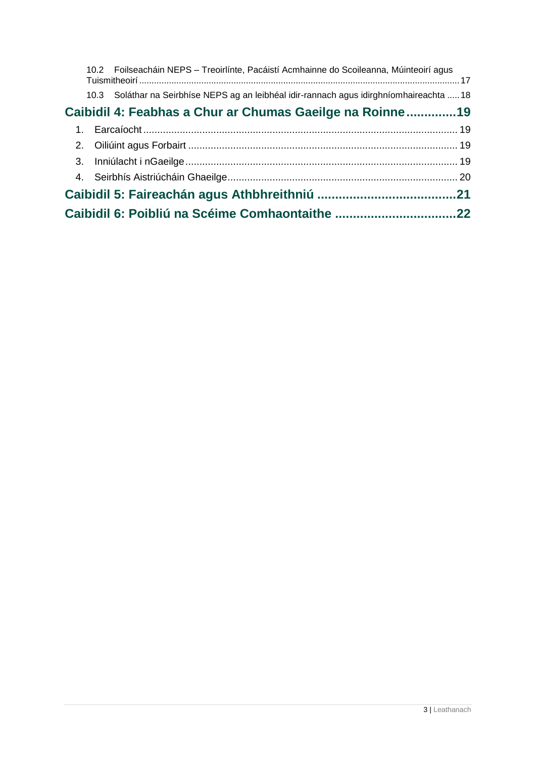10.2 Foilseacháin NEPS – Treoirlínte, Pacáistí Acmhainne do Scoileanna, Múinteoirí agus Tuismitheoirí ..... 17

10.3 Soláthar na Seirbhíse NEPS ag an leibhéal idir-rannach agus idirghníomhaireachta ..... 18

**Caibidil 4: Feabhas a Chur ar Chumas Gaeilge na Roinne ..... 19**

1. Earcaíocht ..... 19
2. Oiliúint agus Forbairt ..... 19
3. Inniúlacht i nGaeilge ..... 19
4. Seirbhís Aistriúcháin Ghaeilge ..... 20

**Caibidil 5: Faireachán agus Athbhreithniú ..... 21**

**Caibidil 6: Poibliú na Scéime Comhaontaithe ..... 22**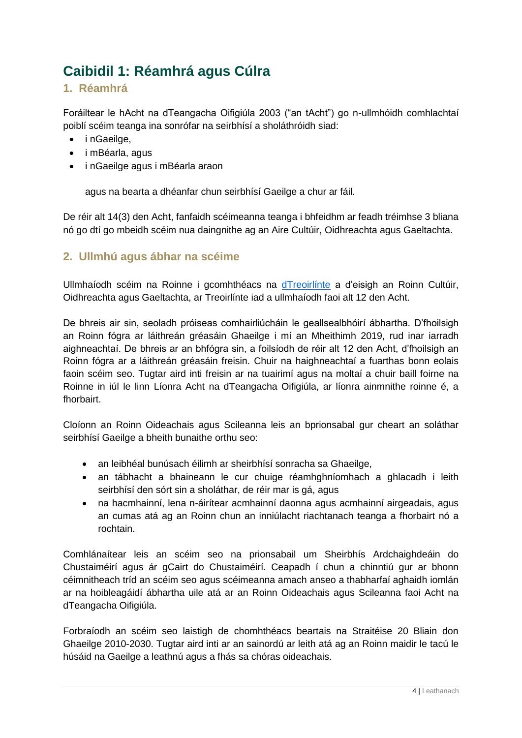# Caibidil 1: Réamhrá agus Cúlra

## 1. Réamhrá

Foráiltear le hAcht na dTeangacha Oifigiúla 2003 ("an tAcht") go n-ullmhóidh comhlachtaí poiblí scéim teanga ina sonrófar na seirbhísí a sholáthróidh siad:

- i nGaeilge,
- i mBéarla, agus
- i nGaeilge agus i mBéarla araon

agus na bearta a dhéanfar chun seirbhísí Gaeilge a chur ar fáil.

De réir alt 14(3) den Acht, fanfaidh scéimeanna teanga i bhfeidhm ar feadh tréimhse 3 bliana nó go dtí go mbeidh scéim nua daingnithe ag an Aire Cultúir, Oidhreachta agus Gaeltachta.

## 2. Ullmhú agus ábhar na scéime

Ullmhaíodh scéim na Roinne i gcomhthéacs na [dTreoirlínte] a d'eisigh an Roinn Cultúir, Oidhreachta agus Gaeltachta, ar Treoirlínte iad a ullmhaíodh faoi alt 12 den Acht.

De bhreis air sin, seoladh próiseas comhairliúcháin le geallsealbhóirí ábhartha. D'fhoilsigh an Roinn fógra ar láithreán gréasáin Ghaeilge i mí an Mheithimh 2019, rud inar iarradh aighneachtaí. De bhreis ar an bhfógra sin, a foilsíodh de réir alt 12 den Acht, d'fhoilsigh an Roinn fógra ar a láithreán gréasáin freisin. Chuir na haighneachtaí a fuarthas bonn eolais faoin scéim seo. Tugtar aird inti freisin ar na tuairimí agus na moltaí a chuir baill foirne na Roinne in iúl le linn Líonra Acht na dTeangacha Oifigiúla, ar líonra ainmnithe roinne é, a fhorbairt.

Cloíonn an Roinn Oideachais agus Scileanna leis an bprionsabal gur cheart an soláthar seirbhísí Gaeilge a bheith bunaithe orthu seo:

- an leibhéal bunúsach éilimh ar sheirbhísí sonracha sa Ghaeilge,
- an tábhacht a bhaineann le cur chuige réamhghníomhach a ghlacadh i leith seirbhísí den sórt sin a sholáthar, de réir mar is gá, agus
- na hacmhainní, lena n-áirítear acmhainní daonna agus acmhainní airgeadais, agus an cumas atá ag an Roinn chun an inniúlacht riachtanach teanga a fhorbairt nó a rochtain.

Comhlánaítear leis an scéim seo na prionsabail um Sheirbhís Ardchaighdeáin do Chustaiméirí agus ár gCairt do Chustaiméirí. Ceapadh í chun a chinntiú gur ar bhonn céimnitheach tríd an scéim seo agus scéimeanna amach anseo a thabharfaí aghaidh iomlán ar na hoibleagáidí ábhartha uile atá ar an Roinn Oideachais agus Scileanna faoi Acht na dTeangacha Oifigiúla.

Forbraíodh an scéim seo laistigh de chomhthéacs beartais na Straitéise 20 Bliain don Ghaeilge 2010-2030. Tugtar aird inti ar an sainordú ar leith atá ag an Roinn maidir le tacú le húsáid na Gaeilge a leathnú agus a fhás sa chóras oideachais.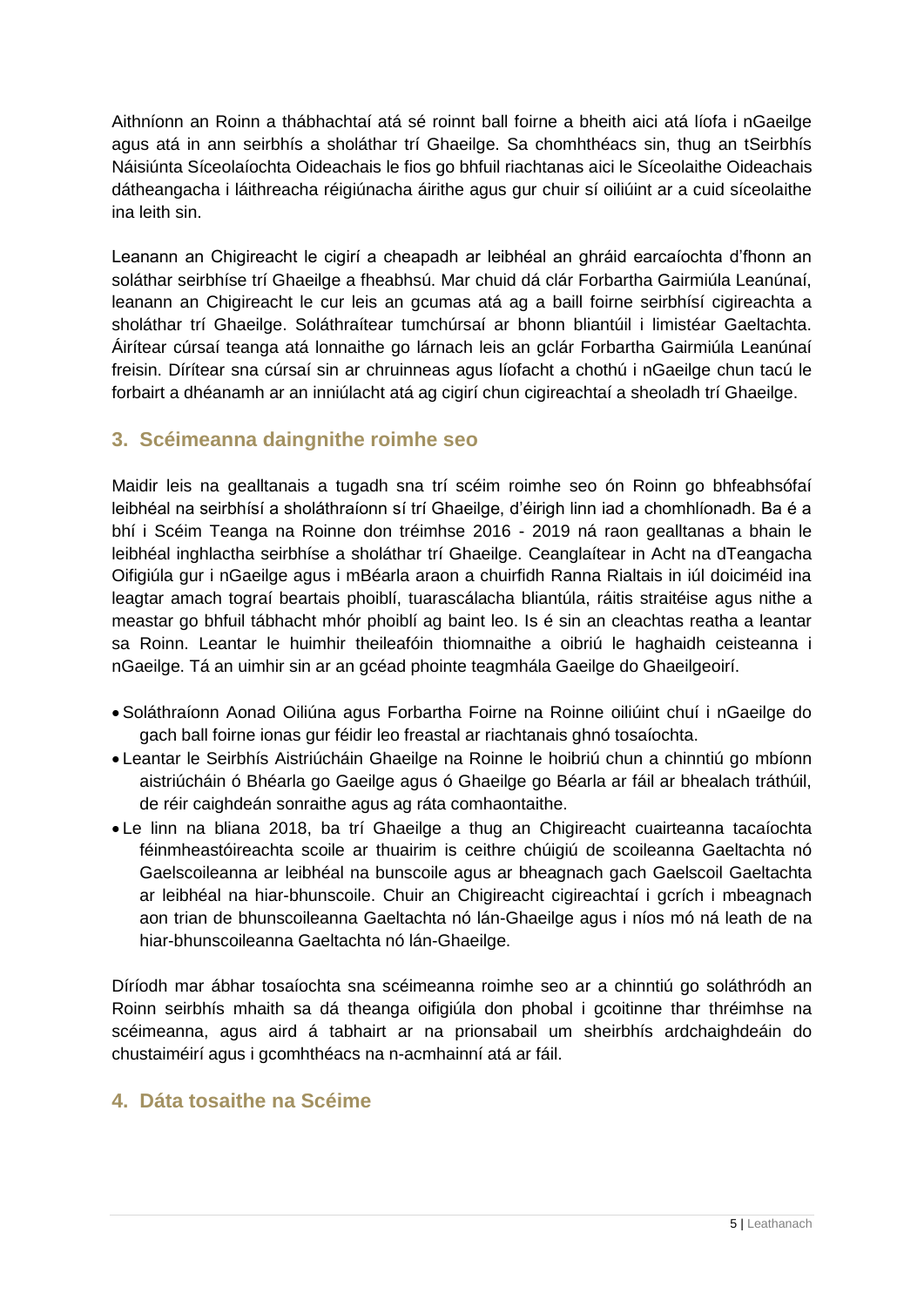Aithníonn an Roinn a thábhachtaí atá sé roinnt ball foirne a bheith aici atá líofa i nGaeilge agus atá in ann seirbhís a sholáthar trí Ghaeilge. Sa chomhthéacs sin, thug an tSeirbhís Náisiúnta Síceolaíochta Oideachais le fios go bhfuil riachtanas aici le Síceolaithe Oideachais dátheangacha i láithreacha réigiúnacha áirithe agus gur chuir sí oiliúint ar a cuid síceolaithe ina leith sin.

Leanann an Chigireacht le cigirí a cheapadh ar leibhéal an ghráid earcaíochta d'fhonn an soláthar seirbhíse trí Ghaeilge a fheabhsú. Mar chuid dá clár Forbartha Gairmiúla Leanúnaí, leanann an Chigireacht le cur leis an gcumas atá ag a baill foirne seirbhísí cigireachta a sholáthar trí Ghaeilge. Soláthraítear tumchúrsaí ar bhonn bliantúil i limistéar Gaeltachta. Áirítear cúrsaí teanga atá lonnaithe go lárnach leis an gclár Forbartha Gairmiúla Leanúnaí freisin. Dírítear sna cúrsaí sin ar chruinneas agus líofacht a chothú i nGaeilge chun tacú le forbairt a dhéanamh ar an inniúlacht atá ag cigirí chun cigireachtaí a sheoladh trí Ghaeilge.

## 3. Scéimeanna daingnithe roimhe seo

Maidir leis na gealltanais a tugadh sna trí scéim roimhe seo ón Roinn go bhfeabhsófaí leibhéal na seirbhísí a sholáthraíonn sí trí Ghaeilge, d'éirigh linn iad a chomhlíonadh. Ba é a bhí i Scéim Teanga na Roinne don tréimhse 2016 - 2019 ná raon gealltanas a bhain le leibhéal inghlactha seirbhíse a sholáthar trí Ghaeilge. Ceanglaítear in Acht na dTeangacha Oifigiúla gur i nGaeilge agus i mBéarla araon a chuirfidh Ranna Rialtais in iúl doiciméid ina leagtar amach tograí beartais phoiblí, tuarascálacha bliantúla, ráitis straitéise agus nithe a meastar go bhfuil tábhacht mhór phoiblí ag baint leo. Is é sin an cleachtas reatha a leantar sa Roinn. Leantar le huimhir theileafóin thiomnaithe a oibriú le haghaidh ceisteanna i nGaeilge. Tá an uimhir sin ar an gcéad phointe teagmhála Gaeilge do Ghaeilgeoirí.

- Soláthraíonn Aonad Oiliúna agus Forbartha Foirne na Roinne oiliúint chuí i nGaeilge do gach ball foirne ionas gur féidir leo freastal ar riachtanais ghnó tosaíochta.
- Leantar le Seirbhís Aistriúcháin Ghaeilge na Roinne le hoibriú chun a chinntiú go mbíonn aistriúcháin ó Bhéarla go Gaeilge agus ó Ghaeilge go Béarla ar fáil ar bhealach tráthúil, de réir caighdeán sonraithe agus ag ráta comhaontaithe.
- Le linn na bliana 2018, ba trí Ghaeilge a thug an Chigireacht cuairteanna tacaíochta féinmheastóireachta scoile ar thuairim is ceithre chúigiú de scoileanna Gaeltachta nó Gaelscoileanna ar leibhéal na bunscoile agus ar bheagnach gach Gaelscoil Gaeltachta ar leibhéal na hiar-bhunscoile. Chuir an Chigireacht cigireachtaí i gcrích i mbeagnach aon trian de bhunscoileanna Gaeltachta nó lán-Ghaeilge agus i níos mó ná leath de na hiar-bhunscoileanna Gaeltachta nó lán-Ghaeilge.

Díríodh mar ábhar tosaíochta sna scéimeanna roimhe seo ar a chinntiú go soláthródh an Roinn seirbhís mhaith sa dá theanga oifigiúla don phobal i gcoitinne thar thréimhse na scéimeanna, agus aird á tabhairt ar na prionsabail um sheirbhís ardchaighdeáin do chustaiméirí agus i gcomhthéacs na n-acmhainní atá ar fáil.

## 4. Dáta tosaithe na Scéime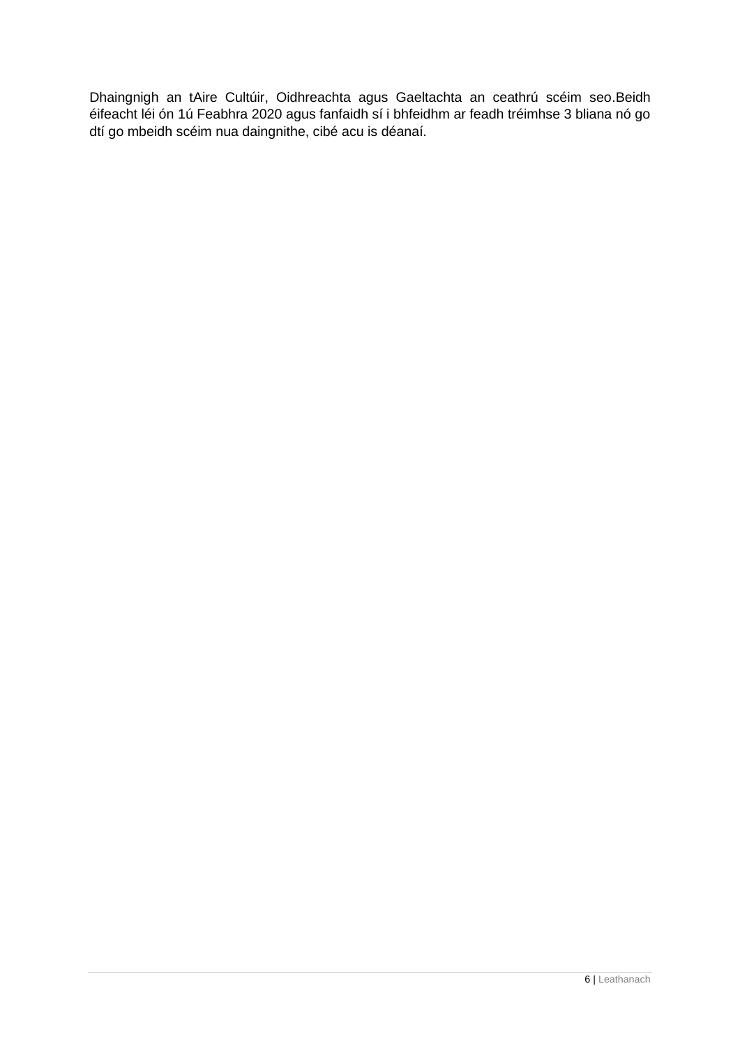Dhaingnigh an tAire Cultúir, Oidhreachta agus Gaeltachta an ceathrú scéim seo.Beidh éifeacht léi ón 1ú Feabhra 2020 agus fanfaidh sí i bhfeidhm ar feadh tréimhse 3 bliana nó go dtí go mbeidh scéim nua daingnithe, cibé acu is déanaí.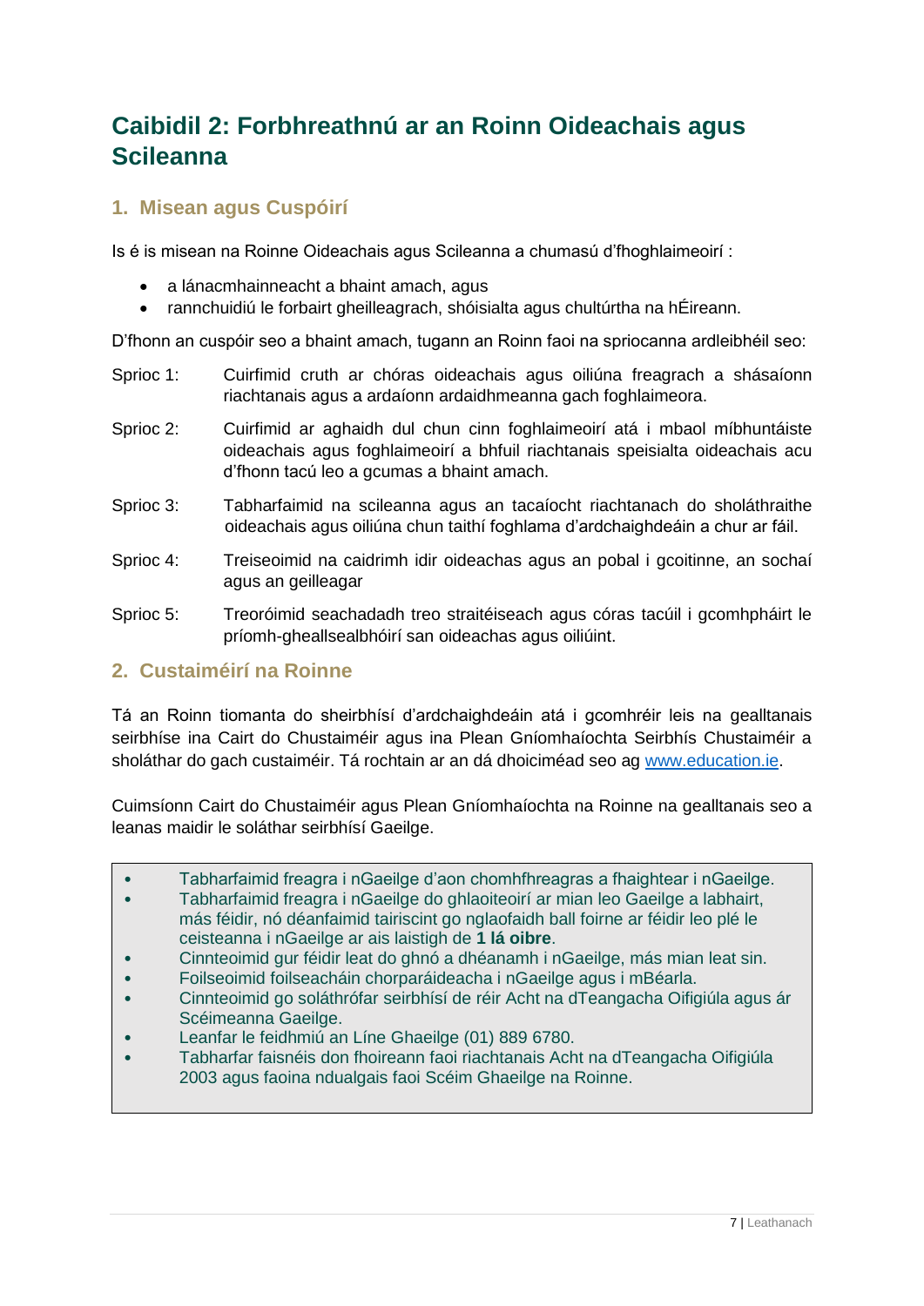# Caibidil 2: Forbhreathnú ar an Roinn Oideachais agus Scileanna

## 1. Misean agus Cuspóirí

Is é is misean na Roinne Oideachais agus Scileanna a chumasú d'fhoghlaimeoirí :

- a lánacmhainneacht a bhaint amach, agus
- rannchuidiú le forbairt gheilleagrach, shóisialta agus chultúrtha na hÉireann.

D'fhonn an cuspóir seo a bhaint amach, tugann an Roinn faoi na spriocanna ardleibhéil seo:

Sprioc 1: Cuirfimid cruth ar chóras oideachais agus oiliúna freagrach a shásaíonn riachtanais agus a ardaíonn ardaidhmeanna gach foghlaimeora.

Sprioc 2: Cuirfimid ar aghaidh dul chun cinn foghlaimeoirí atá i mbaol míbhuntáiste oideachais agus foghlaimeoirí a bhfuil riachtanais speisialta oideachais acu d'fhonn tacú leo a gcumas a bhaint amach.

Sprioc 3: Tabharfaimid na scileanna agus an tacaíocht riachtanach do sholáthraithe oideachais agus oiliúna chun taithí foghlama d'ardchaighdeáin a chur ar fáil.

Sprioc 4: Treiseoimid na caidrimh idir oideachas agus an pobal i gcoitinne, an sochaí agus an geilleagar

Sprioc 5: Treoróimid seachadadh treo straitéiseach agus córas tacúil i gcomhpháirt le príomh-gheallsealbhóirí san oideachas agus oiliúint.

## 2. Custaiméirí na Roinne

Tá an Roinn tiomanta do sheirbhísí d'ardchaighdeáin atá i gcomhréir leis na gealltanais seirbhíse ina Cairt do Chustaiméir agus ina Plean Gníomhaíochta Seirbhís Chustaiméir a sholáthar do gach custaiméir. Tá rochtain ar an dá dhoiciméad seo ag www.education.ie.

Cuimsíonn Cairt do Chustaiméir agus Plean Gníomhaíochta na Roinne na gealltanais seo a leanas maidir le soláthar seirbhísí Gaeilge.

- Tabharfaimid freagra i nGaeilge d'aon chomhfhreagras a fhaightear i nGaeilge.
- Tabharfaimid freagra i nGaeilge do ghlaoiteoirí ar mian leo Gaeilge a labhairt, más féidir, nó déanfaimid tairiscint go nglaofaidh ball foirne ar féidir leo plé le ceisteanna i nGaeilge ar ais laistigh de **1 lá oibre**.
- Cinnteoimid gur féidir leat do ghnó a dhéanamh i nGaeilge, más mian leat sin.
- Foilseoimid foilseacháin chorparáideacha i nGaeilge agus i mBéarla.
- Cinnteoimid go soláthrófar seirbhísí de réir Acht na dTeangacha Oifigiúla agus ár Scéimeanna Gaeilge.
- Leanfar le feidhmiú an Líne Ghaeilge (01) 889 6780.
- Tabharfar faisnéis don fhoireann faoi riachtanais Acht na dTeangacha Oifigiúla 2003 agus faoina ndualgais faoi Scéim Ghaeilge na Roinne.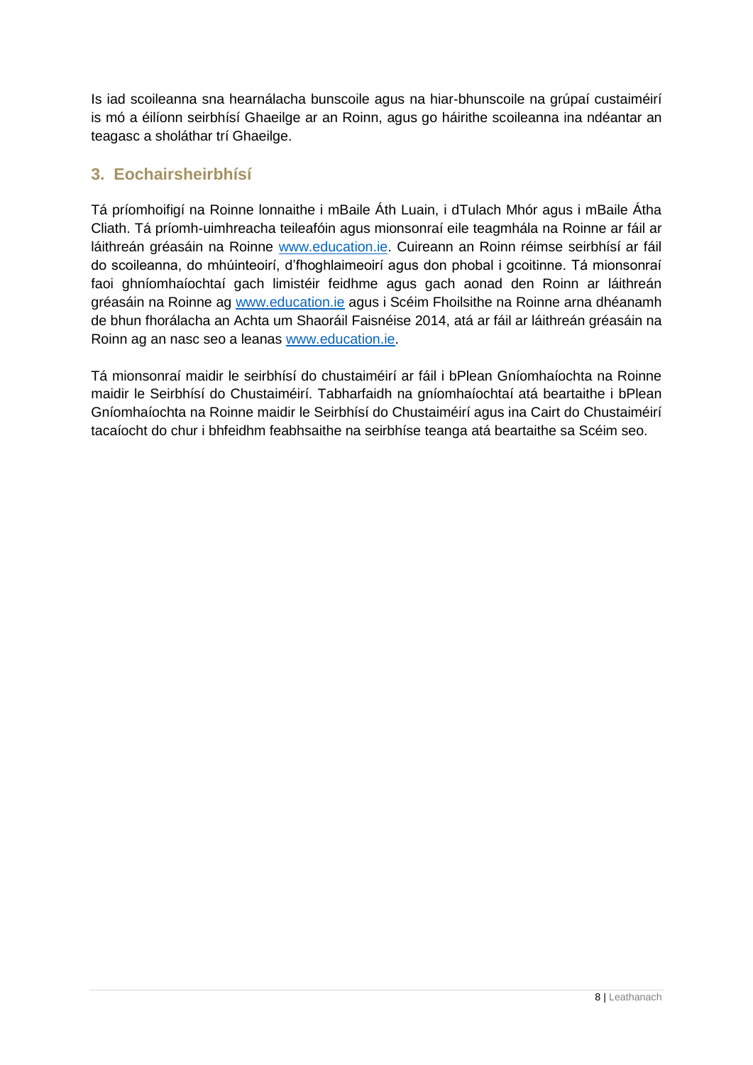Is iad scoileanna sna hearnálacha bunscoile agus na hiar-bhunscoile na grúpaí custaiméirí is mó a éilíonn seirbhísí Ghaeilge ar an Roinn, agus go háirithe scoileanna ina ndéantar an teagasc a sholáthar trí Ghaeilge.

## 3. Eochairsheirbhísí

Tá príomhoifigí na Roinne lonnaithe i mBaile Áth Luain, i dTulach Mhór agus i mBaile Átha Cliath. Tá príomh-uimhreacha teileafóin agus mionsonraí eile teagmhála na Roinne ar fáil ar láithreán gréasáin na Roinne [www.education.ie](www.education.ie). Cuireann an Roinn réimse seirbhísí ar fáil do scoileanna, do mhúinteoirí, d'fhoghlaimeoirí agus don phobal i gcoitinne. Tá mionsonraí faoi ghníomhaíochtaí gach limistéir feidhme agus gach aonad den Roinn ar láithreán gréasáin na Roinne ag [www.education.ie](www.education.ie) agus i Scéim Fhoilsithe na Roinne arna dhéanamh de bhun fhorálacha an Achta um Shaoráil Faisnéise 2014, atá ar fáil ar láithreán gréasáin na Roinn ag an nasc seo a leanas [www.education.ie](www.education.ie).

Tá mionsonraí maidir le seirbhísí do chustaiméirí ar fáil i bPlean Gníomhaíochta na Roinne maidir le Seirbhísí do Chustaiméirí. Tabharfaidh na gníomhaíochtaí atá beartaithe i bPlean Gníomhaíochta na Roinne maidir le Seirbhísí do Chustaiméirí agus ina Cairt do Chustaiméirí tacaíocht do chur i bhfeidhm feabhsaithe na seirbhíse teanga atá beartaithe sa Scéim seo.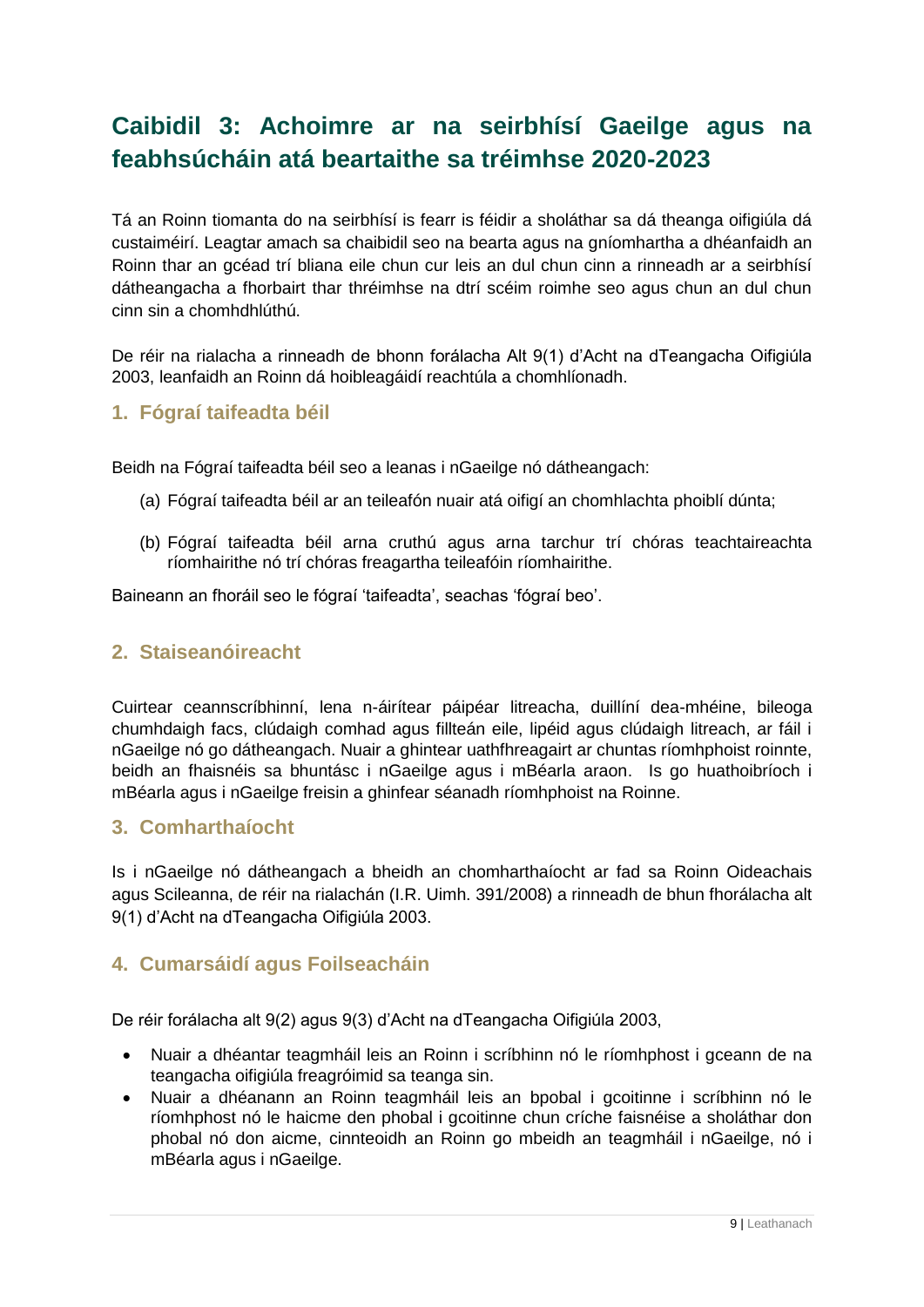# Caibidil 3: Achoimre ar na seirbhísí Gaeilge agus na feabhsúcháin atá beartaithe sa tréimhse 2020-2023

Tá an Roinn tiomanta do na seirbhísí is fearr is féidir a sholáthar sa dá theanga oifigiúla dá custaiméirí. Leagtar amach sa chaibidil seo na bearta agus na gníomhartha a dhéanfaidh an Roinn thar an gcéad trí bliana eile chun cur leis an dul chun cinn a rinneadh ar a seirbhísí dátheangacha a fhorbairt thar thréimhse na dtrí scéim roimhe seo agus chun an dul chun cinn sin a chomhdhlúthú.

De réir na rialacha a rinneadh de bhonn forálacha Alt 9(1) d'Acht na dTeangacha Oifigiúla 2003, leanfaidh an Roinn dá hoibleagáidí reachtúla a chomhlíonadh.

## 1. Fógraí taifeadta béil

Beidh na Fógraí taifeadta béil seo a leanas i nGaeilge nó dátheangach:

(a) Fógraí taifeadta béil ar an teileafón nuair atá oifigí an chomhlachta phoiblí dúnta;

(b) Fógraí taifeadta béil arna cruthú agus arna tarchur trí chóras teachtaireachta ríomhairithe nó trí chóras freagartha teileafóin ríomhairithe.

Baineann an fhoráil seo le fógraí 'taifeadta', seachas 'fógraí beo'.

## 2. Staiseanóireacht

Cuirtear ceannscríbhinní, lena n-áirítear páipéar litreacha, duillíní dea-mhéine, bileoga chumhdaigh facs, clúdaigh comhad agus fillteán eile, lipéid agus clúdaigh litreach, ar fáil i nGaeilge nó go dátheangach. Nuair a ghintear uathfhreagairt ar chuntas ríomhphoist roinnte, beidh an fhaisnéis sa bhuntásc i nGaeilge agus i mBéarla araon. Is go huathoibríoch i mBéarla agus i nGaeilge freisin a ghinfear séanadh ríomhphoist na Roinne.

## 3. Comharthaíocht

Is i nGaeilge nó dátheangach a bheidh an chomharthaíocht ar fad sa Roinn Oideachais agus Scileanna, de réir na rialachán (I.R. Uimh. 391/2008) a rinneadh de bhun fhorálacha alt 9(1) d'Acht na dTeangacha Oifigiúla 2003.

## 4. Cumarsáidí agus Foilseacháin

De réir forálacha alt 9(2) agus 9(3) d'Acht na dTeangacha Oifigiúla 2003,

- Nuair a dhéantar teagmháil leis an Roinn i scríbhinn nó le ríomhphost i gceann de na teangacha oifigiúla freagróimid sa teanga sin.
- Nuair a dhéanann an Roinn teagmháil leis an bpobal i gcoitinne i scríbhinn nó le ríomhphost nó le haicme den phobal i gcoitinne chun críche faisnéise a sholáthar don phobal nó don aicme, cinnteoidh an Roinn go mbeidh an teagmháil i nGaeilge, nó i mBéarla agus i nGaeilge.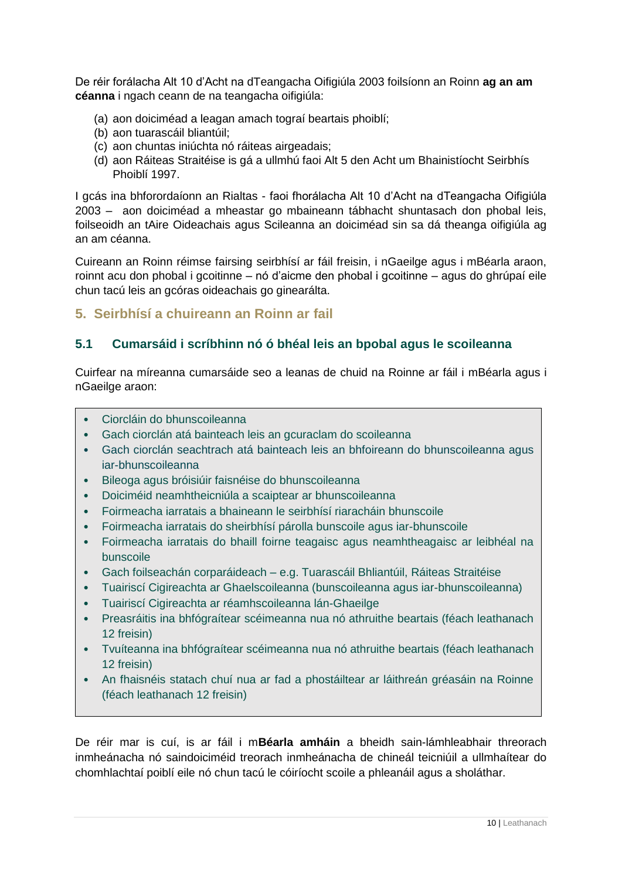De réir forálacha Alt 10 d'Acht na dTeangacha Oifigiúla 2003 foilsíonn an Roinn **ag an am céanna** i ngach ceann de na teangacha oifigiúla:

(a) aon doiciméad a leagan amach tograí beartais phoiblí;
(b) aon tuarascáil bhliantúil;
(c) aon chuntas iniúchta nó ráiteas airgeadais;
(d) aon Ráiteas Straitéise is gá a ullmhú faoi Alt 5 den Acht um Bhainistíocht Seirbhís Phoiblí 1997.

I gcás ina bhforordaíonn an Rialtas - faoi fhorálacha Alt 10 d'Acht na dTeangacha Oifigiúla 2003 – aon doiciméad a mheastar go mbaineann tábhacht shuntasach don phobal leis, foilseoidh an tAire Oideachais agus Scileanna an doiciméad sin sa dá theanga oifigiúla ag an am céanna.

Cuireann an Roinn réimse fairsing seirbhísí ar fáil freisin, i nGaeilge agus i mBéarla araon, roinnt acu don phobal i gcoitinne – nó d'aicme den phobal i gcoitinne – agus do ghrúpaí eile chun tacú leis an gcóras oideachais go ginearálta.

## 5. Seirbhísí a chuireann an Roinn ar fail

### 5.1 Cumarsáid i scríbhinn nó ó bhéal leis an bpobal agus le scoileanna

Cuirfear na míreanna cumarsáide seo a leanas de chuid na Roinne ar fáil i mBéarla agus i nGaeilge araon:

- Ciorcláin do bhunscoileanna
- Gach ciorclán atá bainteach leis an gcuraclam do scoileanna
- Gach ciorclán seachtrach atá bainteach leis an bhfoireann do bhunscoileanna agus iar-bhunscoileanna
- Bileoga agus bróisiúir faisnéise do bhunscoileanna
- Doiciméid neamhtheicniúla a scaiptear ar bhunscoileanna
- Foirmeacha iarratais a bhaineann le seirbhísí riaracháin bhunscoile
- Foirmeacha iarratais do sheirbhísí párolla bunscoile agus iar-bhunscoile
- Foirmeacha iarratais do bhaill foirne teagaisc agus neamhtheagaisc ar leibhéal na bunscoile
- Gach foilseachán corparáideach – e.g. Tuarascáil Bhliantúil, Ráiteas Straitéise
- Tuairiscí Cigireachta ar Ghaelscoileanna (bunscoileanna agus iar-bhunscoileanna)
- Tuairiscí Cigireachta ar réamhscoileanna lán-Ghaeilge
- Preasráitis ina bhfógraítear scéimeanna nua nó athruithe beartais (féach leathanach 12 freisin)
- Tvuíteanna ina bhfógraítear scéimeanna nua nó athruithe beartais (féach leathanach 12 freisin)
- An fhaisnéis statach chuí nua ar fad a phostáiltear ar láithreán gréasáin na Roinne (féach leathanach 12 freisin)

De réir mar is cuí, is ar fáil i m**Béarla amháin** a bheidh sain-lámhleabhair threorach inmheánacha nó saindoiciméid treorach inmheánacha de chineál teicniúil a ullmhaítear do chomhlachtaí poiblí eile nó chun tacú le cóiríocht scoile a phleanáil agus a sholáthar.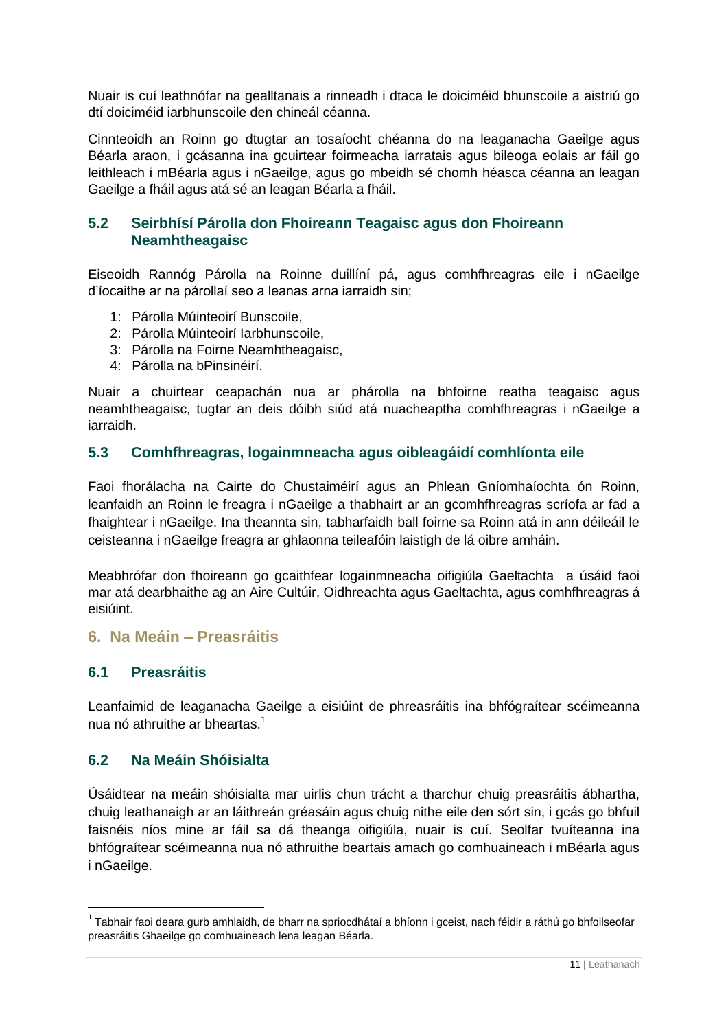Nuair is cuí leathnófar na gealltanais a rinneadh i dtaca le doiciméid bhunscoile a aistriú go dtí doiciméid iarbhunscoile den chineál céanna.

Cinnteoidh an Roinn go dtugtar an tosaíocht chéanna do na leaganacha Gaeilge agus Béarla araon, i gcásanna ina gcuirtear foirmeacha iarratais agus bileoga eolais ar fáil go leithleach i mBéarla agus i nGaeilge, agus go mbeidh sé chomh héasca céanna an leagan Gaeilge a fháil agus atá sé an leagan Béarla a fháil.

### 5.2 Seirbhísí Párolla don Fhoireann Teagaisc agus don Fhoireann Neamhtheagaisc

Eiseoidh Rannóg Párolla na Roinne duillíní pá, agus comhfhreagras eile i nGaeilge d'íocaithe ar na párollaí seo a leanas arna iarraidh sin;

1: Párolla Múinteoirí Bunscoile,
2: Párolla Múinteoirí Iarbhunscoile,
3: Párolla na Foirne Neamhtheagaisc,
4: Párolla na bPinsinéirí.

Nuair a chuirtear ceapachán nua ar phárolla na bhfoirne reatha teagaisc agus neamhtheagaisc, tugtar an deis dóibh siúd atá nuacheaptha comhfhreagras i nGaeilge a iarraidh.

### 5.3 Comhfhreagras, logainmneacha agus oibleagáidí comhlíonta eile

Faoi fhorálacha na Cairte do Chustaiméirí agus an Phlean Gníomhaíochta ón Roinn, leanfaidh an Roinn le freagra i nGaeilge a thabhairt ar an gcomhfhreagras scríofa ar fad a fhaightear i nGaeilge. Ina theannta sin, tabharfaidh ball foirne sa Roinn atá in ann déileáil le ceisteanna i nGaeilge freagra ar ghlaonna teileafóin laistigh de lá oibre amháin.

Meabhrófar don fhoireann go gcaithfear logainmneacha oifigiúla Gaeltachta a úsáid faoi mar atá dearbhaithe ag an Aire Cultúir, Oidhreachta agus Gaeltachta, agus comhfhreagras á eisiúint.

## 6. Na Meáin – Preasráitis

### 6.1 Preasráitis

Leanfaimid de leaganacha Gaeilge a eisiúint de phreasráitis ina bhfógraítear scéimeanna nua nó athruithe ar bheartas.[1]

### 6.2 Na Meáin Shóisialta

Úsáidtear na meáin shóisialta mar uirlis chun trácht a tharchur chuig preasráitis ábhartha, chuig leathanaigh ar an láithreán gréasáin agus chuig nithe eile den sórt sin, i gcás go bhfuil faisnéis níos mine ar fáil sa dá theanga oifigiúla, nuair is cuí. Seolfar tvuíteanna ina bhfógraítear scéimeanna nua nó athruithe beartais amach go comhuaineach i mBéarla agus i nGaeilge.

---

[1] Tabhair faoi deara gurb amhlaidh, de bharr na spriocdhátaí a bhíonn i gceist, nach féidir a ráthú go bhfoilseofar preasráitis Ghaeilge go comhuaineach lena leagan Béarla.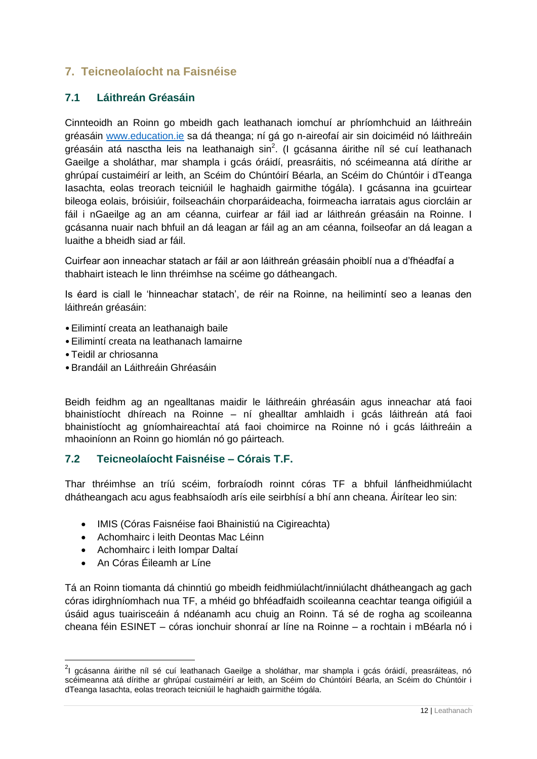## 7. Teicneolaíocht na Faisnéise

### 7.1 Láithreán Gréasáin

Cinnteoidh an Roinn go mbeidh gach leathanach iomchuí ar phríomhchuid an láithreáin gréasáin www.education.ie sa dá theanga; ní gá go n-aireofaí air sin doiciméid nó láithreáin gréasáin atá nasctha leis na leathanaigh sin[2]. (I gcásanna áirithe níl sé cuí leathanach Gaeilge a sholáthar, mar shampla i gcás óráidí, preasráitis, nó scéimeanna atá dírithe ar ghrúpaí custaiméirí ar leith, an Scéim do Chúntóirí Béarla, an Scéim do Chúntóir i dTeanga Iasachta, eolas treorach teicniúil le haghaidh gairmithe tógála). I gcásanna ina gcuirtear bileoga eolais, bróisiúir, foilseacháin chorparáideacha, foirmeacha iarratais agus ciorcláin ar fáil i nGaeilge ag an am céanna, cuirfear ar fáil iad ar láithreán gréasáin na Roinne. I gcásanna nuair nach bhfuil an dá leagan ar fáil ag an am céanna, foilseofar an dá leagan a luaithe a bheidh siad ar fáil.

Cuirfear aon inneachar statach ar fáil ar aon láithreán gréasáin phoiblí nua a d'fhéadfaí a thabhairt isteach le linn thréimhse na scéime go dátheangach.

Is éard is ciall le 'hinneachar statach', de réir na Roinne, na heilimintí seo a leanas den láithreán gréasáin:

- Eilimintí creata an leathanaigh baile
- Eilimintí creata na leathanach lamairne
- Teidil ar chriosanna
- Brandáil an Láithreáin Ghréasáin

Beidh feidhm ag an ngealltanas maidir le láithreáin ghréasáin agus inneachar atá faoi bhainistíocht dhíreach na Roinne – ní ghealltar amhlaidh i gcás láithreán atá faoi bhainistíocht ag gníomhaireachtaí atá faoi choimirce na Roinne nó i gcás láithreáin a mhaoiníonn an Roinn go hiomlán nó go páirteach.

### 7.2 Teicneolaíocht Faisnéise – Córais T.F.

Thar thréimhse an tríú scéim, forbraíodh roinnt córas TF a bhfuil lánfheidhmiúlacht dhátheangach acu agus feabhsaíodh arís eile seirbhísí a bhí ann cheana. Áirítear leo sin:

- IMIS (Córas Faisnéise faoi Bhainistiú na Cigireachta)
- Achomhairc i leith Deontas Mac Léinn
- Achomhairc i leith Iompar Daltaí
- An Córas Éileamh ar Líne

Tá an Roinn tiomanta dá chinntiú go mbeidh feidhmiúlacht/inniúlacht dhátheangach ag gach córas idirghníomhach nua TF, a mhéid go bhféadfaidh scoileanna ceachtar teanga oifigiúil a úsáid agus tuairisceáin á ndéanamh acu chuig an Roinn. Tá sé de rogha ag scoileanna cheana féin ESINET – córas ionchuir shonraí ar líne na Roinne – a rochtain i mBéarla nó i

[2] I gcásanna áirithe níl sé cuí leathanach Gaeilge a sholáthar, mar shampla i gcás óráidí, preasráiteas, nó scéimeanna atá dírithe ar ghrúpaí custaiméirí ar leith, an Scéim do Chúntóirí Béarla, an Scéim do Chúntóir i dTeanga Iasachta, eolas treorach teicniúil le haghaidh gairmithe tógála.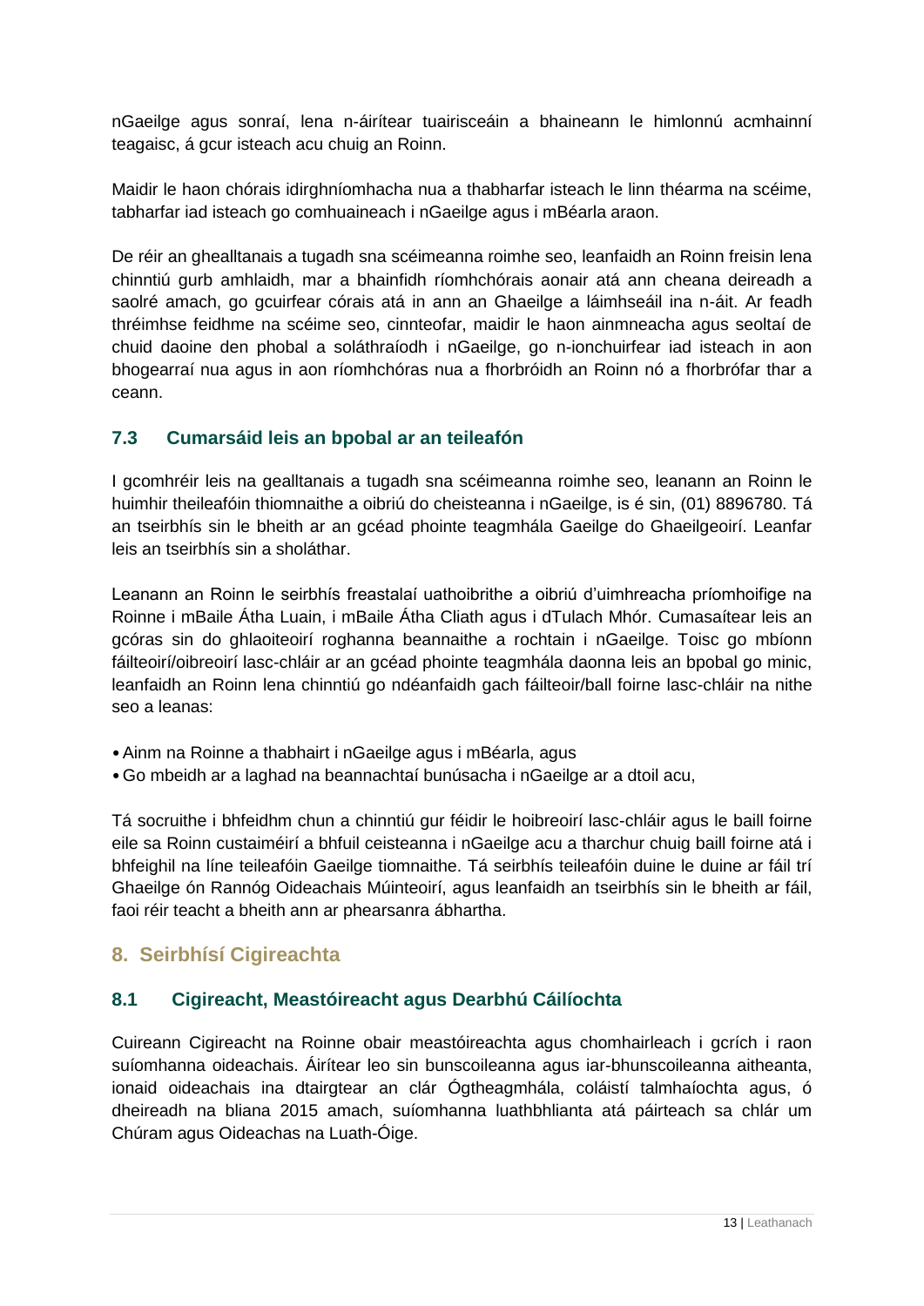nGaeilge agus sonraí, lena n-áirítear tuairisceáin a bhaineann le himlonnú acmhainní teagaisc, á gcur isteach acu chuig an Roinn.

Maidir le haon chórais idirghníomhacha nua a thabharfar isteach le linn théarma na scéime, tabharfar iad isteach go comhuaineach i nGaeilge agus i mBéarla araon.

De réir an ghealltanais a tugadh sna scéimeanna roimhe seo, leanfaidh an Roinn freisin lena chinntiú gurb amhlaidh, mar a bhainfidh ríomhchórais aonair atá ann cheana deireadh a saolré amach, go gcuirfear córais atá in ann an Ghaeilge a láimhseáil ina n-áit. Ar feadh thréimhse feidhme na scéime seo, cinnteofar, maidir le haon ainmneacha agus seoltaí de chuid daoine den phobal a soláthraíodh i nGaeilge, go n-ionchuirfear iad isteach in aon bhogearraí nua agus in aon ríomhchóras nua a fhorbróidh an Roinn nó a fhorbrófar thar a ceann.

### 7.3 Cumarsáid leis an bpobal ar an teileafón

I gcomhréir leis na gealltanais a tugadh sna scéimeanna roimhe seo, leanann an Roinn le huimhir theileafóin thiomnaithe a oibriú do cheisteanna i nGaeilge, is é sin, (01) 8896780. Tá an tseirbhís sin le bheith ar an gcéad phointe teagmhála Gaeilge do Ghaeilgeoirí. Leanfar leis an tseirbhís sin a sholáthar.

Leanann an Roinn le seirbhís freastalaí uathoibrithe a oibriú d'uimhreacha príomhoifige na Roinne i mBaile Átha Luain, i mBaile Átha Cliath agus i dTulach Mhór. Cumasaítear leis an gcóras sin do ghlaoiteoirí roghanna beannaithe a rochtain i nGaeilge. Toisc go mbíonn fáilteoirí/oibreoirí lasc-chláir ar an gcéad phointe teagmhála daonna leis an bpobal go minic, leanfaidh an Roinn lena chinntiú go ndéanfaidh gach fáilteoir/ball foirne lasc-chláir na nithe seo a leanas:

- Ainm na Roinne a thabhairt i nGaeilge agus i mBéarla, agus
- Go mbeidh ar a laghad na beannachtaí bunúsacha i nGaeilge ar a dtoil acu,

Tá socruithe i bhfeidhm chun a chinntiú gur féidir le hoibreoirí lasc-chláir agus le baill foirne eile sa Roinn custaiméirí a bhfuil ceisteanna i nGaeilge acu a tharchur chuig baill foirne atá i bhfeighil na líne teileafóin Gaeilge tiomnaithe. Tá seirbhís teileafóin duine le duine ar fáil trí Ghaeilge ón Rannóg Oideachais Múinteoirí, agus leanfaidh an tseirbhís sin le bheith ar fáil, faoi réir teacht a bheith ann ar phearsanra ábhartha.

## 8. Seirbhísí Cigireachta

### 8.1 Cigireacht, Meastóireacht agus Dearbhú Cáilíochta

Cuireann Cigireacht na Roinne obair meastóireachta agus chomhairleach i gcrích i raon suíomhanna oideachais. Áirítear leo sin bunscoileanna agus iar-bhunscoileanna aitheanta, ionaid oideachais ina dtairgtear an clár Ógtheagmhála, coláistí talmhaíochta agus, ó dheireadh na bliana 2015 amach, suíomhanna luathbhlianta atá páirteach sa chlár um Chúram agus Oideachas na Luath-Óige.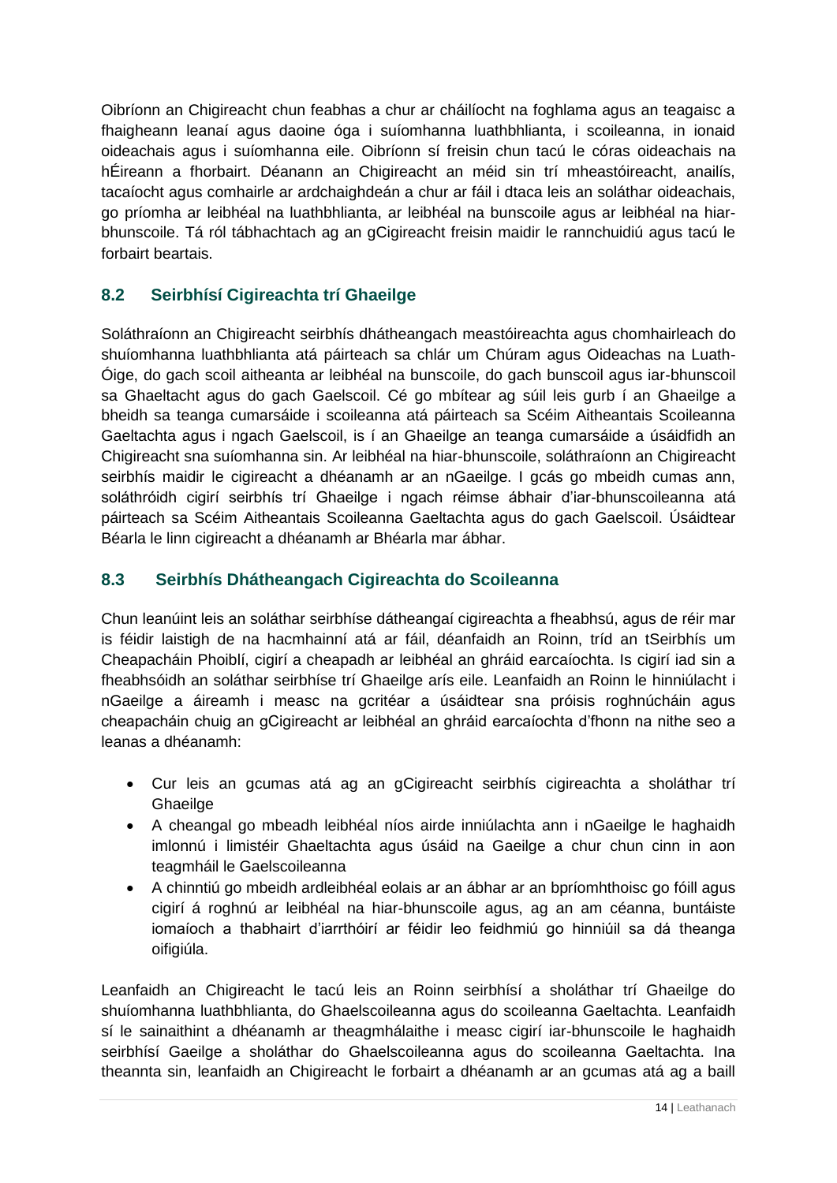Oibríonn an Chigireacht chun feabhas a chur ar cháilíocht na foghlama agus an teagaisc a fhaigheann leanaí agus daoine óga i suíomhanna luathbhlianta, i scoileanna, in ionaid oideachais agus i suíomhanna eile. Oibríonn sí freisin chun tacú le córas oideachais na hÉireann a fhorbairt. Déanann an Chigireacht an méid sin trí mheastóireacht, anailís, tacaíocht agus comhairle ar ardchaighdeán a chur ar fáil i dtaca leis an soláthar oideachais, go príomha ar leibhéal na luathbhlianta, ar leibhéal na bunscoile agus ar leibhéal na hiar-bhunscoile. Tá ról tábhachtach ag an gCigireacht freisin maidir le rannchuidiú agus tacú le forbairt beartais.

## 8.2 Seirbhísí Cigireachta trí Ghaeilge

Soláthraíonn an Chigireacht seirbhís dhátheangach meastóireachta agus chomhairleach do shuíomhanna luathbhlianta atá páirteach sa chlár um Chúram agus Oideachas na Luath-Óige, do gach scoil aitheanta ar leibhéal na bunscoile, do gach bunscoil agus iar-bhunscoil sa Ghaeltacht agus do gach Gaelscoil. Cé go mbítear ag súil leis gurb í an Ghaeilge a bheidh sa teanga cumarsáide i scoileanna atá páirteach sa Scéim Aitheantais Scoileanna Gaeltachta agus i ngach Gaelscoil, is í an Ghaeilge an teanga cumarsáide a úsáidfidh an Chigireacht sna suíomhanna sin. Ar leibhéal na hiar-bhunscoile, soláthraíonn an Chigireacht seirbhís maidir le cigireacht a dhéanamh ar an nGaeilge. I gcás go mbeidh cumas ann, soláthróidh cigirí seirbhís trí Ghaeilge i ngach réimse ábhair d'iar-bhunscoileanna atá páirteach sa Scéim Aitheantais Scoileanna Gaeltachta agus do gach Gaelscoil. Úsáidtear Béarla le linn cigireacht a dhéanamh ar Bhéarla mar ábhar.

## 8.3 Seirbhís Dhátheangach Cigireachta do Scoileanna

Chun leanúint leis an soláthar seirbhíse dátheangaí cigireachta a fheabhsú, agus de réir mar is féidir laistigh de na hacmhainní atá ar fáil, déanfaidh an Roinn, tríd an tSeirbhís um Cheapacháin Phoiblí, cigirí a cheapadh ar leibhéal an ghráid earcaíochta. Is cigirí iad sin a fheabhsóidh an soláthar seirbhíse trí Ghaeilge arís eile. Leanfaidh an Roinn le hinniúlacht i nGaeilge a áireamh i measc na gcritéar a úsáidtear sna próisis roghnúcháin agus cheapacháin chuig an gCigireacht ar leibhéal an ghráid earcaíochta d'fhonn na nithe seo a leanas a dhéanamh:

- Cur leis an gcumas atá ag an gCigireacht seirbhís cigireachta a sholáthar trí Ghaeilge
- A cheangal go mbeadh leibhéal níos airde inniúlachta ann i nGaeilge le haghaidh imlonnú i limistéir Ghaeltachta agus úsáid na Gaeilge a chur chun cinn in aon teagmháil le Gaelscoileanna
- A chinntiú go mbeidh ardleibhéal eolais ar an ábhar ar an bpríomhthoisc go fóill agus cigirí á roghnú ar leibhéal na hiar-bhunscoile agus, ag an am céanna, buntáiste iomaíoch a thabhairt d'iarrthóirí ar féidir leo feidhmiú go hinniúil sa dá theanga oifigiúla.

Leanfaidh an Chigireacht le tacú leis an Roinn seirbhísí a sholáthar trí Ghaeilge do shuíomhanna luathbhlianta, do Ghaelscoileanna agus do scoileanna Gaeltachta. Leanfaidh sí le sainaithint a dhéanamh ar theagmhálaithe i measc cigirí iar-bhunscoile le haghaidh seirbhísí Gaeilge a sholáthar do Ghaelscoileanna agus do scoileanna Gaeltachta. Ina theannta sin, leanfaidh an Chigireacht le forbairt a dhéanamh ar an gcumas atá ag a baill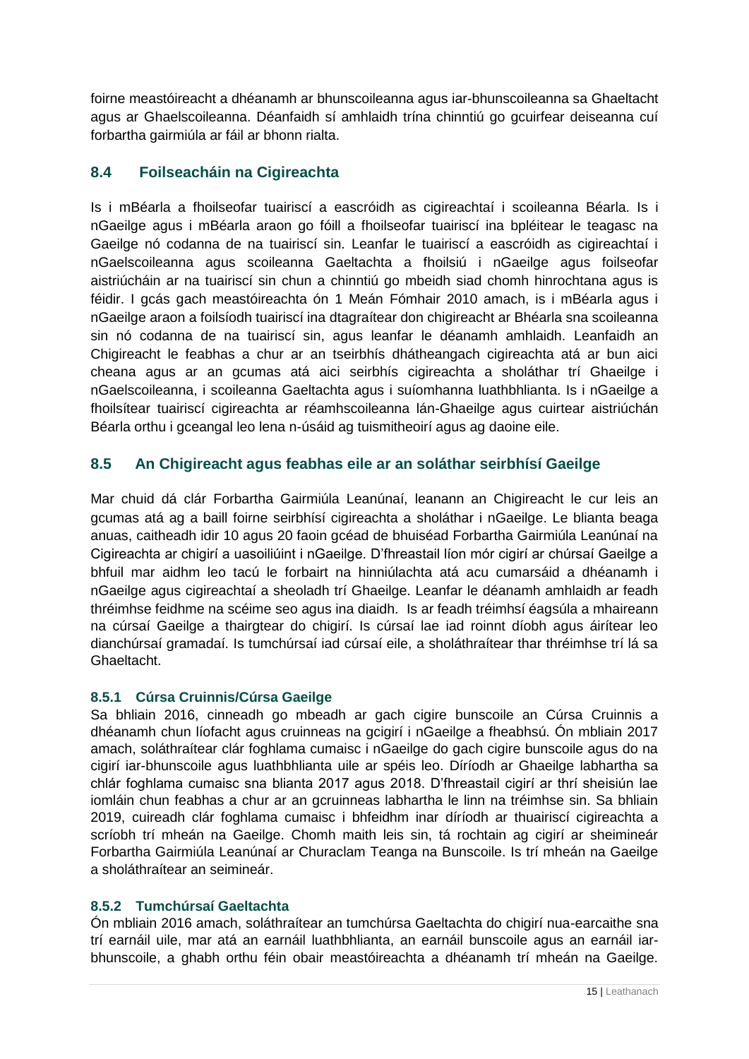foirne meastóireacht a dhéanamh ar bhunscoileanna agus iar-bhunscoileanna sa Ghaeltacht agus ar Ghaelscoileanna. Déanfaidh sí amhlaidh trína chinntiú go gcuirfear deiseanna cuí forbartha gairmiúla ar fáil ar bhonn rialta.

## 8.4 Foilseacháin na Cigireachta

Is i mBéarla a fhoilseofar tuairiscí a eascróidh as cigireachtaí i scoileanna Béarla. Is i nGaeilge agus i mBéarla araon go fóill a fhoilseofar tuairiscí ina bpléitear le teagasc na Gaeilge nó codanna de na tuairiscí sin. Leanfar le tuairiscí a eascróidh as cigireachtaí i nGaelscoileanna agus scoileanna Gaeltachta a fhoilsiú i nGaeilge agus foilseofar aistriúcháin ar na tuairiscí sin chun a chinntiú go mbeidh siad chomh hinrochtana agus is féidir. I gcás gach meastóireachta ón 1 Meán Fómhair 2010 amach, is i mBéarla agus i nGaeilge araon a foilsíodh tuairiscí ina dtagraítear don chigireacht ar Bhéarla sna scoileanna sin nó codanna de na tuairiscí sin, agus leanfar le déanamh amhlaidh. Leanfaidh an Chigireacht le feabhas a chur ar an tseirbhís dhátheangach cigireachta atá ar bun aici cheana agus ar an gcumas atá aici seirbhís cigireachta a sholáthar trí Ghaeilge i nGaelscoileanna, i scoileanna Gaeltachta agus i suíomhanna luathbhlianta. Is i nGaeilge a fhoilsítear tuairiscí cigireachta ar réamhscoileanna lán-Ghaeilge agus cuirtear aistriúchán Béarla orthu i gceangal leo lena n-úsáid ag tuismitheoirí agus ag daoine eile.

## 8.5 An Chigireacht agus feabhas eile ar an soláthar seirbhísí Gaeilge

Mar chuid dá clár Forbartha Gairmiúla Leanúnaí, leanann an Chigireacht le cur leis an gcumas atá ag a baill foirne seirbhísí cigireachta a sholáthar i nGaeilge. Le blianta beaga anuas, caitheadh idir 10 agus 20 faoin gcéad de bhuiséad Forbartha Gairmiúla Leanúnaí na Cigireachta ar chigirí a uasoiliúint i nGaeilge. D'fhreastail líon mór cigirí ar chúrsaí Gaeilge a bhfuil mar aidhm leo tacú le forbairt na hinniúlachta atá acu cumarsáid a dhéanamh i nGaeilge agus cigireachtaí a sheoladh trí Ghaeilge. Leanfar le déanamh amhlaidh ar feadh thréimhse feidhme na scéime seo agus ina diaidh. Is ar feadh tréimhsí éagsúla a mhaireann na cúrsaí Gaeilge a thairgtear do chigirí. Is cúrsaí lae iad roinnt díobh agus áirítear leo dianchúrsaí gramadaí. Is tumchúrsaí iad cúrsaí eile, a sholáthraítear thar thréimhse trí lá sa Ghaeltacht.

### 8.5.1 Cúrsa Cruinnis/Cúrsa Gaeilge

Sa bhliain 2016, cinneadh go mbeadh ar gach cigire bunscoile an Cúrsa Cruinnis a dhéanamh chun líofacht agus cruinneas na gcigirí i nGaeilge a fheabhsú. Ón mbliain 2017 amach, soláthraítear clár foghlama cumaisc i nGaeilge do gach cigire bunscoile agus do na cigirí iar-bhunscoile agus luathbhlianta uile ar spéis leo. Díríodh ar Ghaeilge labhartha sa chlár foghlama cumaisc sna blianta 2017 agus 2018. D'fhreastail cigirí ar thrí sheisiún lae iomláin chun feabhas a chur ar an gcruinneas labhartha le linn na tréimhse sin. Sa bhliain 2019, cuireadh clár foghlama cumaisc i bhfeidhm inar díríodh ar thuairiscí cigireachta a scríobh trí mheán na Gaeilge. Chomh maith leis sin, tá rochtain ag cigirí ar sheimineár Forbartha Gairmiúla Leanúnaí ar Churaclam Teanga na Bunscoile. Is trí mheán na Gaeilge a sholáthraítear an seimineár.

### 8.5.2 Tumchúrsaí Gaeltachta

Ón mbliain 2016 amach, soláthraítear an tumchúrsa Gaeltachta do chigirí nua-earcaithe sna trí earnáil uile, mar atá an earnáil luathbhlianta, an earnáil bunscoile agus an earnáil iar-bhunscoile, a ghabh orthu féin obair meastóireachta a dhéanamh trí mheán na Gaeilge.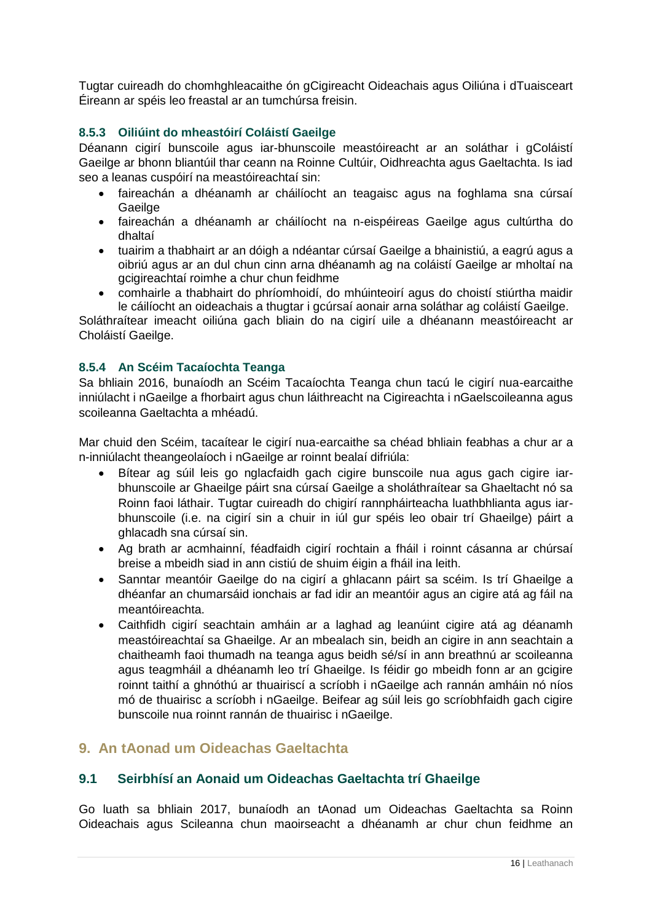Tugtar cuireadh do chomhghleacaithe ón gCigireacht Oideachais agus Oiliúna i dTuaisceart Éireann ar spéis leo freastal ar an tumchúrsa freisin.

### 8.5.3 Oiliúint do mheastóirí Coláistí Gaeilge

Déanann cigirí bunscoile agus iar-bhunscoile meastóireacht ar an soláthar i gColáistí Gaeilge ar bhonn bliantúil thar ceann na Roinne Cultúir, Oidhreachta agus Gaeltachta. Is iad seo a leanas cuspóirí na meastóireachtaí sin:

- faireachán a dhéanamh ar cháilíocht an teagaisc agus na foghlama sna cúrsaí Gaeilge
- faireachán a dhéanamh ar cháilíocht na n-eispéireas Gaeilge agus cultúrtha do dhaltaí
- tuairim a thabhairt ar an dóigh a ndéantar cúrsaí Gaeilge a bhainistiú, a eagrú agus a oibriú agus ar an dul chun cinn arna dhéanamh ag na coláistí Gaeilge ar mholtaí na gcigireachtaí roimhe a chur chun feidhme
- comhairle a thabhairt do phríomhoidí, do mhúinteoirí agus do choistí stiúrtha maidir le cáilíocht an oideachais a thugtar i gcúrsaí aonair arna soláthar ag coláistí Gaeilge.

Soláthraítear imeacht oiliúna gach bliain do na cigirí uile a dhéanann meastóireacht ar Choláistí Gaeilge.

### 8.5.4 An Scéim Tacaíochta Teanga

Sa bhliain 2016, bunaíodh an Scéim Tacaíochta Teanga chun tacú le cigirí nua-earcaithe inniúlacht i nGaeilge a fhorbairt agus chun láithreacht na Cigireachta i nGaelscoileanna agus scoileanna Gaeltachta a mhéadú.

Mar chuid den Scéim, tacaítear le cigirí nua-earcaithe sa chéad bhliain feabhas a chur ar a n-inniúlacht theangeolaíoch i nGaeilge ar roinnt bealaí difriúla:

- Bítear ag súil leis go nglacfaidh gach cigire bunscoile nua agus gach cigire iar-bhunscoile ar Ghaeilge páirt sna cúrsaí Gaeilge a sholáthraítear sa Ghaeltacht nó sa Roinn faoi láthair. Tugtar cuireadh do chigirí rannpháirteacha luathbhlianta agus iar-bhunscoile (i.e. na cigirí sin a chuir in iúl gur spéis leo obair trí Ghaeilge) páirt a ghlacadh sna cúrsaí sin.
- Ag brath ar acmhainní, féadfaidh cigirí rochtain a fháil i roinnt cásanna ar chúrsaí breise a mbeidh siad in ann cistiú de shuim éigin a fháil ina leith.
- Sanntar meantóir Gaeilge do na cigirí a ghlacann páirt sa scéim. Is trí Ghaeilge a dhéanfar an chumarsáid ionchais ar fad idir an meantóir agus an cigire atá ag fáil na meantóireachta.
- Caithfidh cigirí seachtain amháin ar a laghad ag leanúint cigire atá ag déanamh meastóireachtaí sa Ghaeilge. Ar an mbealach sin, beidh an cigire in ann seachtain a chaitheamh faoi thumadh na teanga agus beidh sé/sí in ann breathnú ar scoileanna agus teagmháil a dhéanamh leo trí Ghaeilge. Is féidir go mbeidh fonn ar an gcigire roinnt taithí a ghnóthú ar thuairiscí a scríobh i nGaeilge ach rannán amháin nó níos mó de thuairisc a scríobh i nGaeilge. Beifear ag súil leis go scríobhfaidh gach cigire bunscoile nua roinnt rannán de thuairisc i nGaeilge.

## 9. An tAonad um Oideachas Gaeltachta

### 9.1 Seirbhísí an Aonaid um Oideachas Gaeltachta trí Ghaeilge

Go luath sa bhliain 2017, bunaíodh an tAonad um Oideachas Gaeltachta sa Roinn Oideachais agus Scileanna chun maoirseacht a dhéanamh ar chur chun feidhme an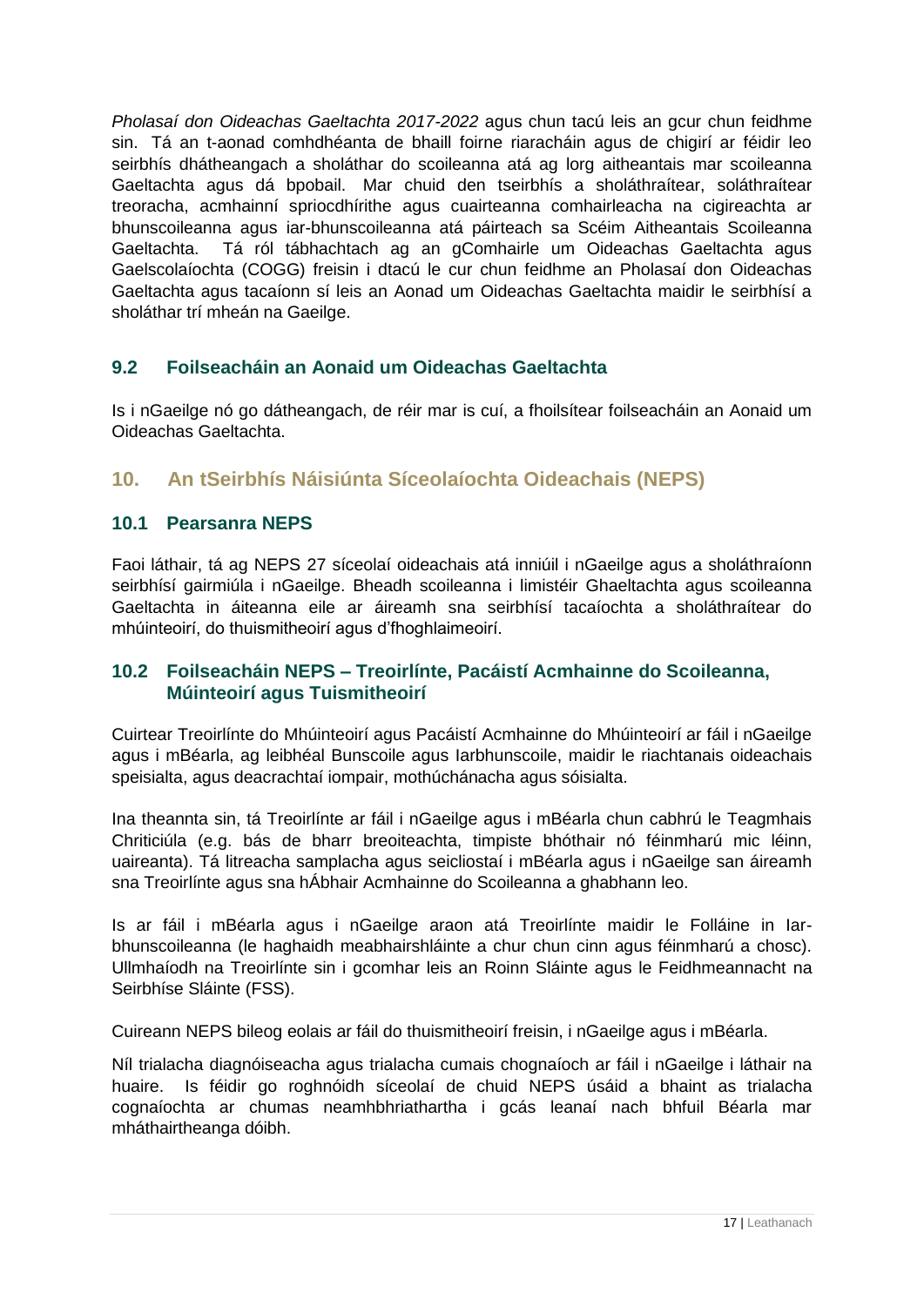*Pholasaí don Oideachas Gaeltachta 2017-2022* agus chun tacú leis an gcur chun feidhme sin. Tá an t-aonad comhdhéanta de bhaill foirne riaracháin agus de chigirí ar féidir leo seirbhís dhátheangach a sholáthar do scoileanna atá ag lorg aitheantais mar scoileanna Gaeltachta agus dá bpobail. Mar chuid den tseirbhís a sholáthraítear, soláthraítear treoracha, acmhainní spriocdhírithe agus cuairteanna comhairleacha na cigireachta ar bhunscoileanna agus iar-bhunscoileanna atá páirteach sa Scéim Aitheantais Scoileanna Gaeltachta. Tá ról tábhachtach ag an gComhairle um Oideachas Gaeltachta agus Gaelscolaíochta (COGG) freisin i dtacú le cur chun feidhme an Pholasaí don Oideachas Gaeltachta agus tacaíonn sí leis an Aonad um Oideachas Gaeltachta maidir le seirbhísí a sholáthar trí mheán na Gaeilge.

### 9.2 Foilseacháin an Aonaid um Oideachas Gaeltachta

Is i nGaeilge nó go dátheangach, de réir mar is cuí, a fhoilsítear foilseacháin an Aonaid um Oideachas Gaeltachta.

## 10. An tSeirbhís Náisiúnta Síceolaíochta Oideachais (NEPS)

### 10.1 Pearsanra NEPS

Faoi láthair, tá ag NEPS 27 síceolaí oideachais atá inniúil i nGaeilge agus a sholáthraíonn seirbhísí gairmiúla i nGaeilge. Bheadh scoileanna i limistéir Ghaeltachta agus scoileanna Gaeltachta in áiteanna eile ar áireamh sna seirbhísí tacaíochta a sholáthraítear do mhúinteoirí, do thuismitheoirí agus d'fhoghlaimeoirí.

### 10.2 Foilseacháin NEPS – Treoirlínte, Pacáistí Acmhainne do Scoileanna, Múinteoirí agus Tuismitheoirí

Cuirtear Treoirlínte do Mhúinteoirí agus Pacáistí Acmhainne do Mhúinteoirí ar fáil i nGaeilge agus i mBéarla, ag leibhéal Bunscoile agus Iarbhunscoile, maidir le riachtanais oideachais speisialta, agus deacrachtaí iompair, mothúchánacha agus sóisialta.

Ina theannta sin, tá Treoirlínte ar fáil i nGaeilge agus i mBéarla chun cabhrú le Teagmhais Chriticiúla (e.g. bás de bharr breoiteachta, timpiste bhóthair nó féinmharú mic léinn, uaireanta). Tá litreacha samplacha agus seicliostaí i mBéarla agus i nGaeilge san áireamh sna Treoirlínte agus sna hÁbhair Acmhainne do Scoileanna a ghabhann leo.

Is ar fáil i mBéarla agus i nGaeilge araon atá Treoirlínte maidir le Folláine in Iar-bhunscoileanna (le haghaidh meabhairshláinte a chur chun cinn agus féinmharú a chosc). Ullmhaíodh na Treoirlínte sin i gcomhar leis an Roinn Sláinte agus le Feidhmeannacht na Seirbhíse Sláinte (FSS).

Cuireann NEPS bileog eolais ar fáil do thuismitheoirí freisin, i nGaeilge agus i mBéarla.

Níl trialacha diagnóiseacha agus trialacha cumais chognaíoch ar fáil i nGaeilge i láthair na huaire. Is féidir go roghnóidh síceolaí de chuid NEPS úsáid a baint as trialacha cognaíochta ar chumas neamhbhriathartha i gcás leanaí nach bhfuil Béarla mar mháthairtheanga dóibh.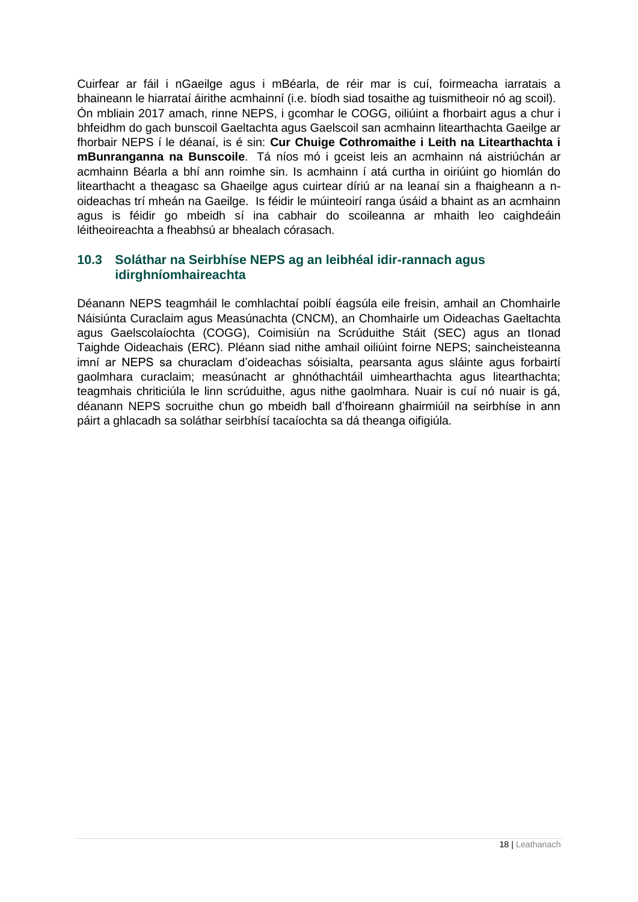Cuirfear ar fáil i nGaeilge agus i mBéarla, de réir mar is cuí, foirmeacha iarratais a bhaineann le hiarrataí áirithe acmhainní (i.e. bíodh siad tosaithe ag tuismitheoir nó ag scoil). Ón mbliain 2017 amach, rinne NEPS, i gcomhar le COGG, oiliúint a fhorbairt agus a chur i bhfeidhm do gach bunscoil Gaeltachta agus Gaelscoil san acmhainn litearthachta Gaeilge ar fhorbair NEPS í le déanaí, is é sin: **Cur Chuige Cothromaithe i Leith na Litearthachta i mBunranganna na Bunscoile**. Tá níos mó i gceist leis an acmhainn ná aistriúchán ar acmhainn Béarla a bhí ann roimhe sin. Is acmhainn í atá curtha in oiriúint go hiomlán do litearthacht a theagasc sa Ghaeilge agus cuirtear díriú ar na leanaí sin a fhaigheann a n-oideachas trí mheán na Gaeilge. Is féidir le múinteoirí ranga úsáid a bhaint as an acmhainn agus is féidir go mbeidh sí ina cabhair do scoileanna ar mhaith leo caighdeáin léitheoireachta a fheabhsú ar bhealach córasach.

## 10.3 Soláthar na Seirbhíse NEPS ag an leibhéal idir-rannach agus idirghníomhaireachta

Déanann NEPS teagmháil le comhlachtaí poiblí éagsúla eile freisin, amhail an Chomhairle Náisiúnta Curaclaim agus Measúnachta (CNCM), an Chomhairle um Oideachas Gaeltachta agus Gaelscolaíochta (COGG), Coimisiún na Scrúduithe Stáit (SEC) agus an tIonad Taighde Oideachais (ERC). Pléann siad nithe amhail oiliúint foirne NEPS; saincheisteanna imní ar NEPS sa churaclam d'oideachas sóisialta, pearsanta agus sláinte agus forbairtí gaolmhara curaclaim; measúnacht ar ghnóthachtáil uimhearthachta agus litearthachta; teagmhais chriticiúla le linn scrúduithe, agus nithe gaolmhara. Nuair is cuí nó nuair is gá, déanann NEPS socruithe chun go mbeidh ball d'fhoireann ghairmiúil na seirbhíse in ann páirt a ghlacadh sa soláthar seirbhísí tacaíochta sa dá theanga oifigiúla.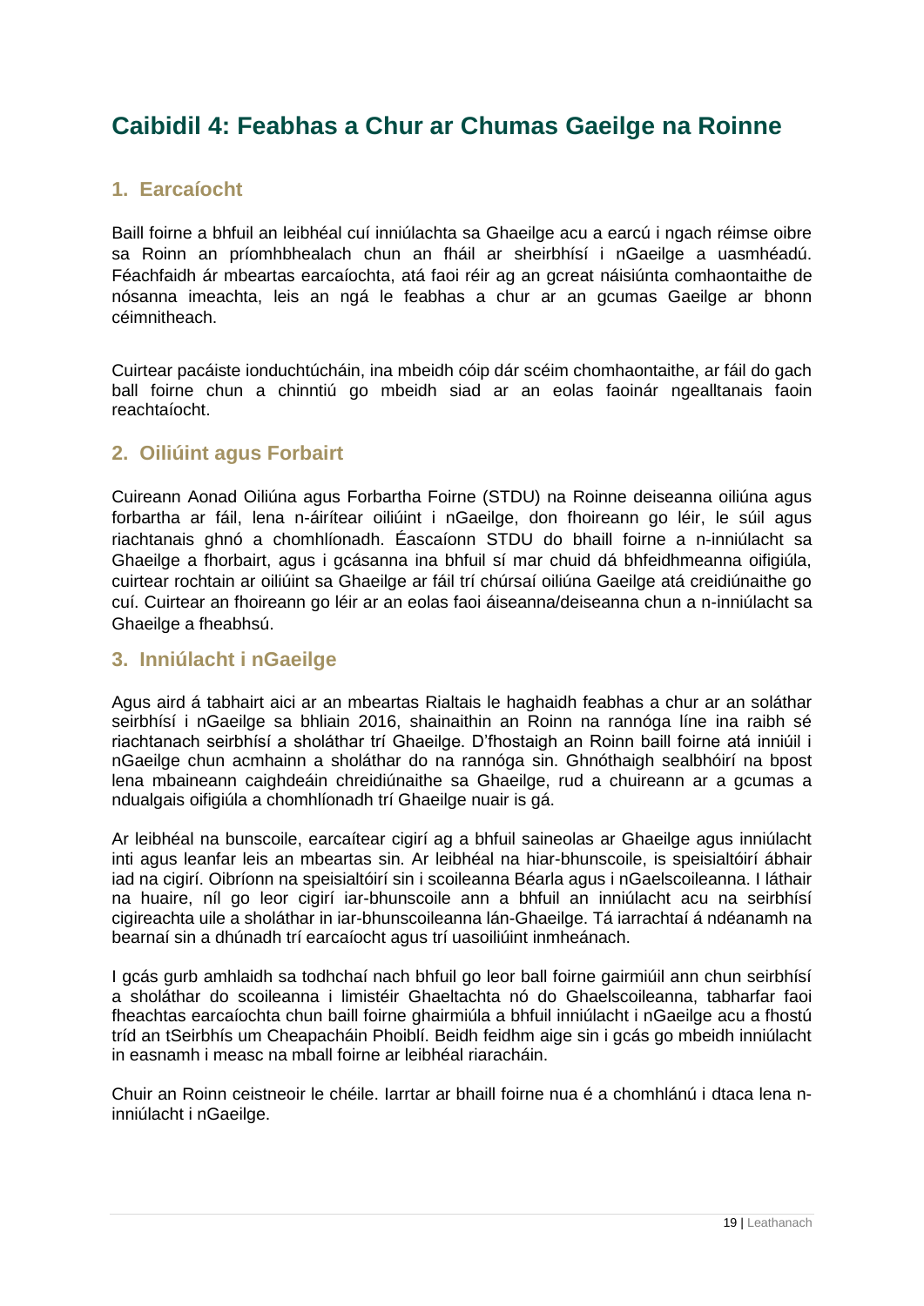# Caibidil 4: Feabhas a Chur ar Chumas Gaeilge na Roinne

## 1. Earcaíocht

Baill foirne a bhfuil an leibhéal cuí inniúlachta sa Ghaeilge acu a earcú i ngach réimse oibre sa Roinn an príomhbhealach chun an fháil ar sheirbhísí i nGaeilge a uasmhéadú. Féachfaidh ár mbeartas earcaíochta, atá faoi réir ag an gcreat náisiúnta comhaontaithe de nósanna imeachta, leis an ngá le feabhas a chur ar an gcumas Gaeilge ar bhonn céimnitheach.

Cuirtear pacáiste ionduchtúcháin, ina mbeidh cóip dár scéim chomhaontaithe, ar fáil do gach ball foirne chun a chinntiú go mbeidh siad ar an eolas faoinár ngealltanais faoin reachtaíocht.

## 2. Oiliúint agus Forbairt

Cuireann Aonad Oiliúna agus Forbartha Foirne (STDU) na Roinne deiseanna oiliúna agus forbartha ar fáil, lena n-áirítear oiliúint i nGaeilge, don fhoireann go léir, le súil agus riachtanais ghnó a chomhlíonadh. Éascaíonn STDU do bhaill foirne a n-inniúlacht sa Ghaeilge a fhorbairt, agus i gcásanna ina bhfuil sí mar chuid dá bhfeidhmeanna oifigiúla, cuirtear rochtain ar oiliúint sa Ghaeilge ar fáil trí chúrsaí oiliúna Gaeilge atá creidiúnaithe go cuí. Cuirtear an fhoireann go léir ar an eolas faoi áiseanna/deiseanna chun a n-inniúlacht sa Ghaeilge a fheabhsú.

## 3. Inniúlacht i nGaeilge

Agus aird á tabhairt aici ar an mbeartas Rialtais le haghaidh feabhas a chur ar an soláthar seirbhísí i nGaeilge sa bhliain 2016, shainaithin an Roinn na rannóga líne ina raibh sé riachtanach seirbhísí a sholáthar trí Ghaeilge. D'fhostaigh an Roinn baill foirne atá inniúil i nGaeilge chun acmhainn a sholáthar do na rannóga sin. Ghnóthaigh sealbhóirí na bpost lena mbaineann caighdeáin chreidiúnaithe sa Ghaeilge, rud a chuireann ar a gcumas a ndualgais oifigiúla a chomhlíonadh trí Ghaeilge nuair is gá.

Ar leibhéal na bunscoile, earcaítear cigirí ag a bhfuil saineolas ar Ghaeilge agus inniúlacht inti agus leanfar leis an mbeartas sin. Ar leibhéal na hiar-bhunscoile, is speisialtóirí ábhair iad na cigirí. Oibríonn na speisialtóirí sin i scoileanna Béarla agus i nGaelscoileanna. I láthair na huaire, níl go leor cigirí iar-bhunscoile ann a bhfuil an inniúlacht acu na seirbhísí cigireachta uile a sholáthar in iar-bhunscoileanna lán-Ghaeilge. Tá iarrachtaí á ndéanamh na bearnaí sin a dhúnadh trí earcaíocht agus trí uasoiliúint inmheánach.

I gcás gurb amhlaidh sa todhchaí nach bhfuil go leor ball foirne gairmiúil ann chun seirbhísí a sholáthar do scoileanna i limistéir Ghaeltachta nó do Ghaelscoileanna, tabharfar faoi fheachtas earcaíochta chun baill foirne ghairmiúla a bhfuil inniúlacht i nGaeilge acu a fhostú tríd an tSeirbhís um Cheapacháin Phoiblí. Beidh feidhm aige sin i gcás go mbeidh inniúlacht in easnamh i measc na mball foirne ar leibhéal riaracháin.

Chuir an Roinn ceistneoir le chéile. Iarrtar ar bhaill foirne nua é a chomhlánú i dtaca lena n-inniúlacht i nGaeilge.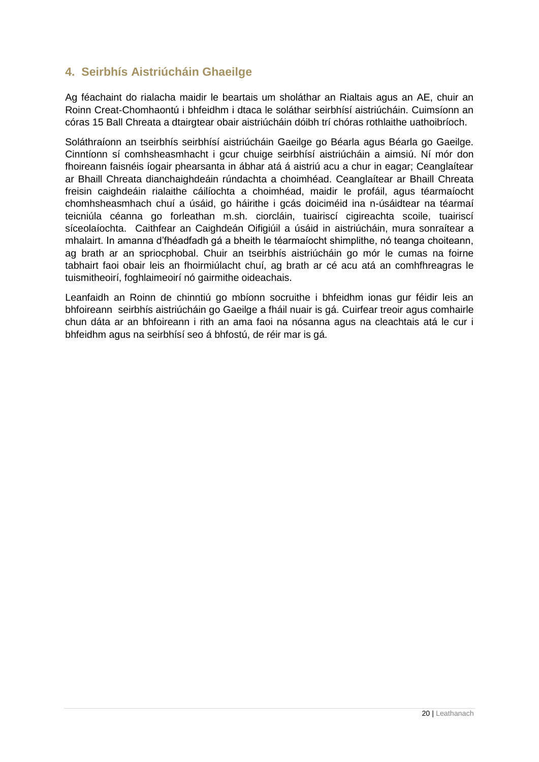## 4. Seirbhís Aistriúcháin Ghaeilge

Ag féachaint do rialacha maidir le beartais um sholáthar an Rialtais agus an AE, chuir an Roinn Creat-Chomhaontú i bhfeidhm i dtaca le soláthar seirbhísí aistriúcháin. Cuimsíonn an córas 15 Ball Chreata a dtairgtear obair aistriúcháin dóibh trí chóras rothlaithe uathoibríoch.

Soláthraíonn an tseirbhís seirbhísí aistriúcháin Gaeilge go Béarla agus Béarla go Gaeilge. Cinntíonn sí comhsheasmhacht i gcur chuige seirbhísí aistriúcháin a aimsiú. Ní mór don fhoireann faisnéis íogair phearsanta in ábhar atá á aistriú acu a chur in eagar; Ceanglaítear ar Bhaill Chreata dianchaighdeáin rúndachta a choimhéad. Ceanglaítear ar Bhaill Chreata freisin caighdeáin rialaithe cáilíochta a choimhéad, maidir le profáil, agus téarmaíocht chomhsheasmhach chuí a úsáid, go háirithe i gcás doiciméid ina n-úsáidtear na téarmaí teicniúla céanna go forleathan m.sh. ciorcláin, tuairiscí cigireachta scoile, tuairiscí síceolaíochta. Caithfear an Caighdeán Oifigiúil a úsáid in aistriúcháin, mura sonraítear a mhalairt. In amanna d'fhéadfadh gá a bheith le téarmaíocht shimplithe, nó teanga choiteann, ag brath ar an spriocphobal. Chuir an tseirbhís aistriúcháin go mór le cumas na foirne tabhairt faoi obair leis an fhoirmiúlacht chuí, ag brath ar cé acu atá an comhfhreagras le tuismitheoirí, foghlaimeoirí nó gairmithe oideachais.

Leanfaidh an Roinn de chinntiú go mbíonn socruithe i bhfeidhm ionas gur féidir leis an bhfoireann seirbhís aistriúcháin go Gaeilge a fháil nuair is gá. Cuirfear treoir agus comhairle chun dáta ar an bhfoireann i rith an ama faoi na nósanna agus na cleachtais atá le cur i bhfeidhm agus na seirbhísí seo á bhfostú, de réir mar is gá.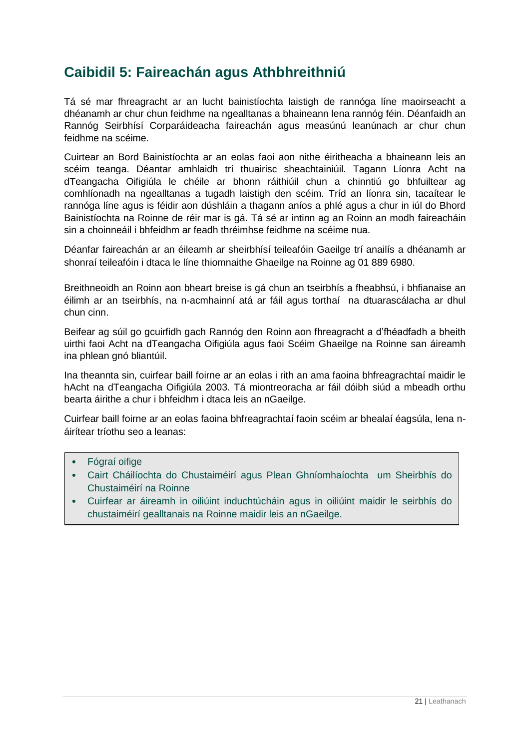# Caibidil 5: Faireachán agus Athbhreithniú

Tá sé mar fhreagracht ar an lucht bainistíochta laistigh de rannóga líne maoirseacht a dhéanamh ar chur chun feidhme na ngealltanas a bhaineann lena rannóg féin. Déanfaidh an Rannóg Seirbhísí Corparáideacha faireachán agus measúnú leanúnach ar chur chun feidhme na scéime.

Cuirtear an Bord Bainistíochta ar an eolas faoi aon nithe éiritheacha a bhaineann leis an scéim teanga. Déantar amhlaidh trí thuairisc sheachtainiúil. Tagann Líonra Acht na dTeangacha Oifigiúla le chéile ar bhonn ráithiúil chun a chinntiú go bhfuiltear ag comhlíonadh na ngealltanas a tugadh laistigh den scéim. Tríd an líonra sin, tacaítear le rannóga líne agus is féidir aon dúshláin a thagann aníos a phlé agus a chur in iúl do Bhord Bainistíochta na Roinne de réir mar is gá. Tá sé ar intinn ag an Roinn an modh faireacháin sin a choinneáil i bhfeidhm ar feadh thréimhse feidhme na scéime nua.

Déanfar faireachán ar an éileamh ar sheirbhísí teileafóin Gaeilge trí anailís a dhéanamh ar shonraí teileafóin i dtaca le líne thiomnaithe Ghaeilge na Roinne ag 01 889 6980.

Breithneoidh an Roinn aon bheart breise is gá chun an tseirbhís a fheabhsú, i bhfianaise an éilimh ar an tseirbhís, na n-acmhainní atá ar fáil agus torthaí na dtuarascálacha ar dhul chun cinn.

Beifear ag súil go gcuirfidh gach Rannóg den Roinn aon fhreagracht a d'fhéadfadh a bheith uirthi faoi Acht na dTeangacha Oifigiúla agus faoi Scéim Ghaeilge na Roinne san áireamh ina phlean gnó bliantúil.

Ina theannta sin, cuirfear baill foirne ar an eolas i rith an ama faoina bhfreagrachtaí maidir le hAcht na dTeangacha Oifigiúla 2003. Tá miontreoracha ar fáil dóibh siúd a mbeadh orthu bearta áirithe a chur i bhfeidhm i dtaca leis an nGaeilge.

Cuirfear baill foirne ar an eolas faoina bhfreagrachtaí faoin scéim ar bhealaí éagsúla, lena n-áirítear tríothu seo a leanas:

- Fógraí oifige
- Cairt Cháilíochta do Chustaiméirí agus Plean Ghníomhaíochta um Sheirbhís do Chustaiméirí na Roinne
- Cuirfear ar áireamh in oiliúint induchtúcháin agus in oiliúint maidir le seirbhís do chustaiméirí gealltanais na Roinne maidir leis an nGaeilge.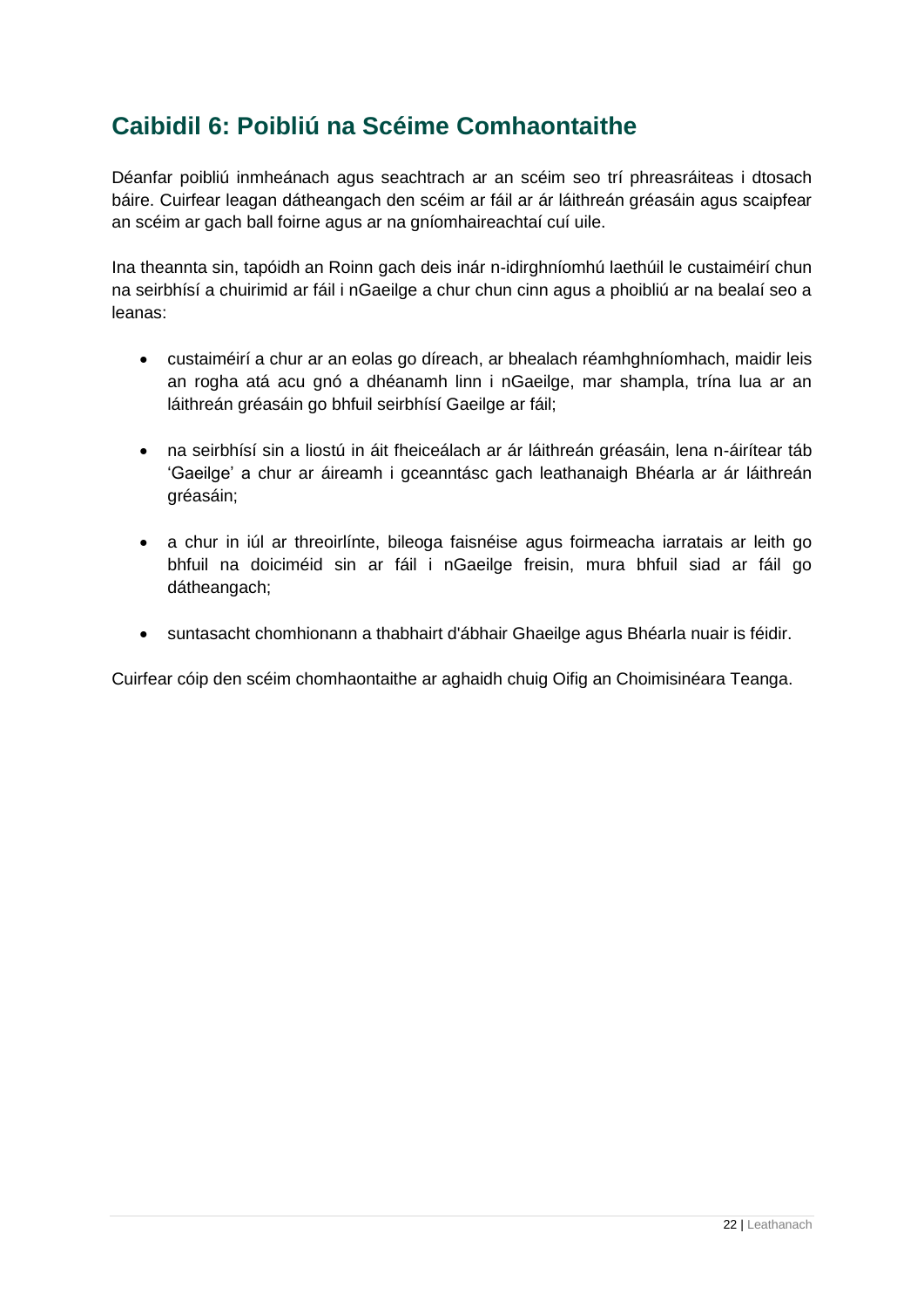## Caibidil 6: Poibliú na Scéime Comhaontaithe

Déanfar poibliú inmheánach agus seachtrach ar an scéim seo trí phreasráiteas i dtosach báire. Cuirfear leagan dátheangach den scéim ar fáil ar ár láithreán gréasáin agus scaipfear an scéim ar gach ball foirne agus ar na gníomhaireachtaí cuí uile.

Ina theannta sin, tapóidh an Roinn gach deis inár n-idirghníomhú laethúil le custaiméirí chun na seirbhísí a chuirimid ar fáil i nGaeilge a chur chun cinn agus a phoibliú ar na bealaí seo a leanas:

- custaiméirí a chur ar an eolas go díreach, ar bhealach réamhghníomhach, maidir leis an rogha atá acu gnó a dhéanamh linn i nGaeilge, mar shampla, trína lua ar an láithreán gréasáin go bhfuil seirbhísí Gaeilge ar fáil;

- na seirbhísí sin a liostú in áit fheiceálach ar ár láithreán gréasáin, lena n-áirítear táb 'Gaeilge' a chur ar áireamh i gceanntásc gach leathanaigh Bhéarla ar ár láithreán gréasáin;

- a chur in iúl ar threoirlínte, bileoga faisnéise agus foirmeacha iarratais ar leith go bhfuil na doiciméid sin ar fáil i nGaeilge freisin, mura bhfuil siad ar fáil go dátheangach;

- suntasacht chomhionann a thabhairt d'ábhair Ghaeilge agus Bhéarla nuair is féidir.

Cuirfear cóip den scéim chomhaontaithe ar aghaidh chuig Oifig an Choimisinéara Teanga.